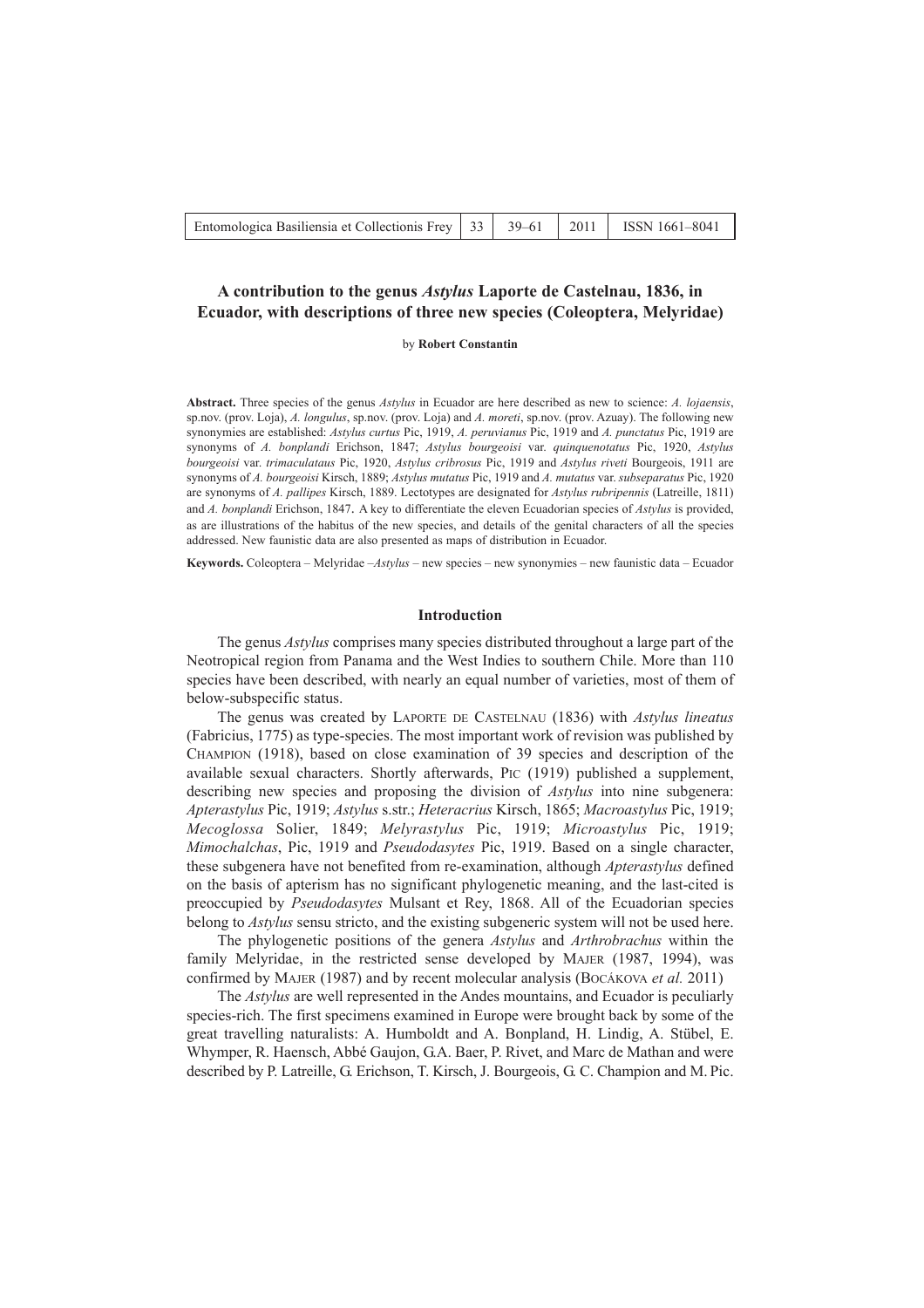# A contribution to the genus *Astylus* Laporte de Castelnau, 1836, in Ecuador, with descriptions of three new species (Coleoptera, Melyridae)

by **Robert Constantin**

**Abstract.** Three species of the genus *Astylus* in Ecuador are here described as new to science: *A. lojaensis*, sp.nov. (prov. Loja), *A. longulus*, sp.nov. (prov. Loja) and *A. moreti*, sp.nov. (prov. Azuay). The following new synonymies are established: *Astylus curtus* Pic, 1919, *A. peruvianus* Pic, 1919 and *A. punctatus* Pic, 1919 are synonyms of *A. bonplandi* Erichson, 1847; *Astylus bourgeoisi* var. *quinquenotatus* Pic, 1920, *Astylus bourgeoisi* var. *trimaculataus* Pic, 1920, *Astylus cribrosus* Pic, 1919 and *Astylus riveti* Bourgeois, 1911 are synonyms of *A. bourgeoisi* Kirsch, 1889; *Astylus mutatus* Pic, 1919 and *A. mutatus* var. *subseparatus* Pic, 1920 are synonyms of *A. pallipes* Kirsch, 1889. Lectotypes are designated for *Astylus rubripennis* (Latreille, 1811) and *A. bonplandi* Erichson, 1847**.** A key to differentiate the eleven Ecuadorian species of *Astylus* is provided, as are illustrations of the habitus of the new species, and details of the genital characters of all the species addressed. New faunistic data are also presented as maps of distribution in Ecuador.

**Keywords.** Coleoptera – Melyridae –*Astylus* – new species – new synonymies – new faunistic data – Ecuador

## Introduction

The genus *Astylus* comprises many species distributed throughout a large part of the Neotropical region from Panama and the West Indies to southern Chile. More than 110 species have been described, with nearly an equal number of varieties, most of them of below-subspecific status.

The genus was created by Laporte de Castelnau (1836) with *Astylus lineatus* (Fabricius, 1775) as type-species. The most important work of revision was published by Champion (1918), based on close examination of 39 species and description of the available sexual characters. Shortly afterwards, Pic (1919) published a supplement, describing new species and proposing the division of *Astylus* into nine subgenera: *Apterastylus* Pic, 1919; *Astylus* s.str.; *Heteracrius* Kirsch, 1865; *Macroastylus* Pic, 1919; *Mecoglossa* Solier, 1849; *Melyrastylus* Pic, 1919; *Microastylus* Pic, 1919; *Mimochalchas*, Pic, 1919 and *Pseudodasytes* Pic, 1919. Based on a single character, these subgenera have not benefited from re-examination, although *Apterastylus* defined on the basis of apterism has no significant phylogenetic meaning, and the last-cited is preoccupied by *Pseudodasytes* Mulsant et Rey, 1868. All of the Ecuadorian species belong to *Astylus* sensu stricto, and the existing subgeneric system will not be used here.

The phylogenetic positions of the genera *Astylus* and *Arthrobrachus* within the family Melyridae, in the restricted sense developed by Majer (1987, 1994), was confirmed by Majer (1987) and by recent molecular analysis (Bocákova *et al.* 2011)

The *Astylus* are well represented in the Andes mountains, and Ecuador is peculiarly species-rich. The first specimens examined in Europe were brought back by some of the great travelling naturalists: A. Humboldt and A. Bonpland, H. Lindig, A. Stübel, E. Whymper, R. Haensch, Abbé Gaujon, G.A. Baer, P. Rivet, and Marc de Mathan and were described by P. Latreille, G. Erichson, T. Kirsch, J. Bourgeois, G. C. Champion and M. Pic.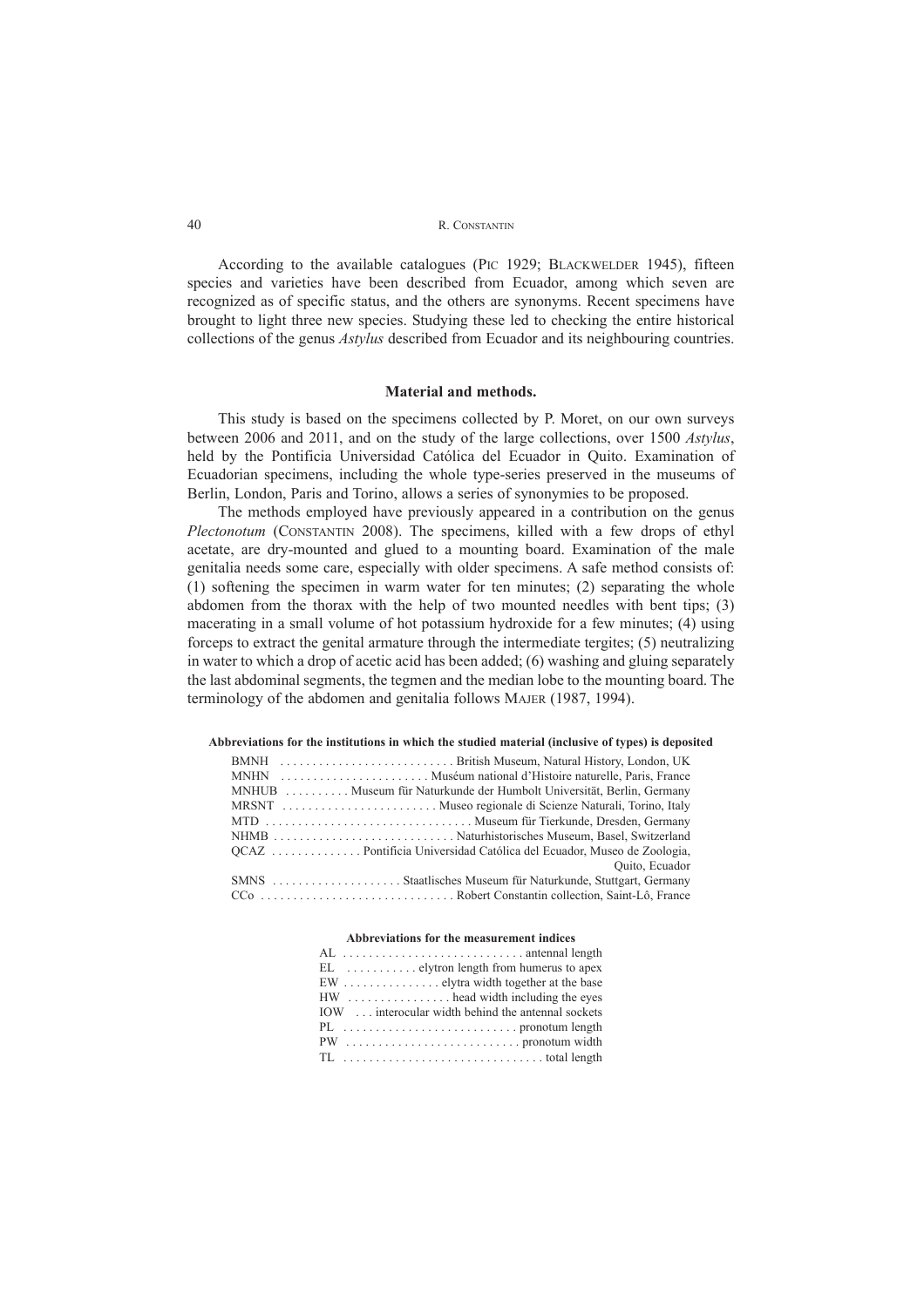According to the available catalogues (Pic 1929; Blackwelder 1945), fifteen species and varieties have been described from Ecuador, among which seven are recognized as of specific status, and the others are synonyms. Recent specimens have brought to light three new species. Studying these led to checking the entire historical collections of the genus *Astylus* described from Ecuador and its neighbouring countries.

## Material and methods.

This study is based on the specimens collected by P. Moret, on our own surveys between 2006 and 2011, and on the study of the large collections, over 1500 *Astylus*, held by the Pontificia Universidad Católica del Ecuador in Quito. Examination of Ecuadorian specimens, including the whole type-series preserved in the museums of Berlin, London, Paris and Torino, allows a series of synonymies to be proposed.

The methods employed have previously appeared in a contribution on the genus *Plectonotum* (Constantin 2008). The specimens, killed with a few drops of ethyl acetate, are dry-mounted and glued to a mounting board. Examination of the male genitalia needs some care, especially with older specimens. A safe method consists of: (1) softening the specimen in warm water for ten minutes; (2) separating the whole abdomen from the thorax with the help of two mounted needles with bent tips; (3) macerating in a small volume of hot potassium hydroxide for a few minutes; (4) using forceps to extract the genital armature through the intermediate tergites; (5) neutralizing in water to which a drop of acetic acid has been added; (6) washing and gluing separately the last abdominal segments, the tegmen and the median lobe to the mounting board. The terminology of the abdomen and genitalia follows Majer (1987, 1994).

**Abbreviations for the institutions in which the studied material (inclusive of types) is deposited**

BMNH . . . . . . . . . . . . . . . . . . . . . . . . . . British Museum, Natural History, London, UK
MNHN . . . . . . . . . . . . . . . . . . . . . . . Muséum national d'Histoire naturelle, Paris, France
MNHUB . . . . . . . . . . Museum für Naturkunde der Humbolt Universität, Berlin, Germany
MRSNT . . . . . . . . . . . . . . . . . . . . . . . . Museo regionale di Scienze Naturali, Torino, Italy
MTD . . . . . . . . . . . . . . . . . . . . . . . . . . . . . . . . Museum für Tierkunde, Dresden, Germany
NHMB . . . . . . . . . . . . . . . . . . . . . . . . . . . . Naturhistorisches Museum, Basel, Switzerland
QCAZ . . . . . . . . . . . . . . Pontificia Universidad Católica del Ecuador, Museo de Zoologia, Quito, Ecuador
SMNS . . . . . . . . . . . . . . . . . . . . Staatlisches Museum für Naturkunde, Stuttgart, Germany
CCo . . . . . . . . . . . . . . . . . . . . . . . . . . . . . . Robert Constantin collection, Saint-Lô, France

**Abbreviations for the measurement indices**

AL . . . . . . . . . . . . . . . . . . . . . . . . . . . . antennal length
EL . . . . . . . . . . . elytron length from humerus to apex
EW . . . . . . . . . . . . . . . elytra width together at the base
HW . . . . . . . . . . . . . . . . head width including the eyes
IOW . . . interocular width behind the antennal sockets
PL . . . . . . . . . . . . . . . . . . . . . . . . . . . pronotum length
PW . . . . . . . . . . . . . . . . . . . . . . . . . . pronotum width
TL . . . . . . . . . . . . . . . . . . . . . . . . . . . . . . . total length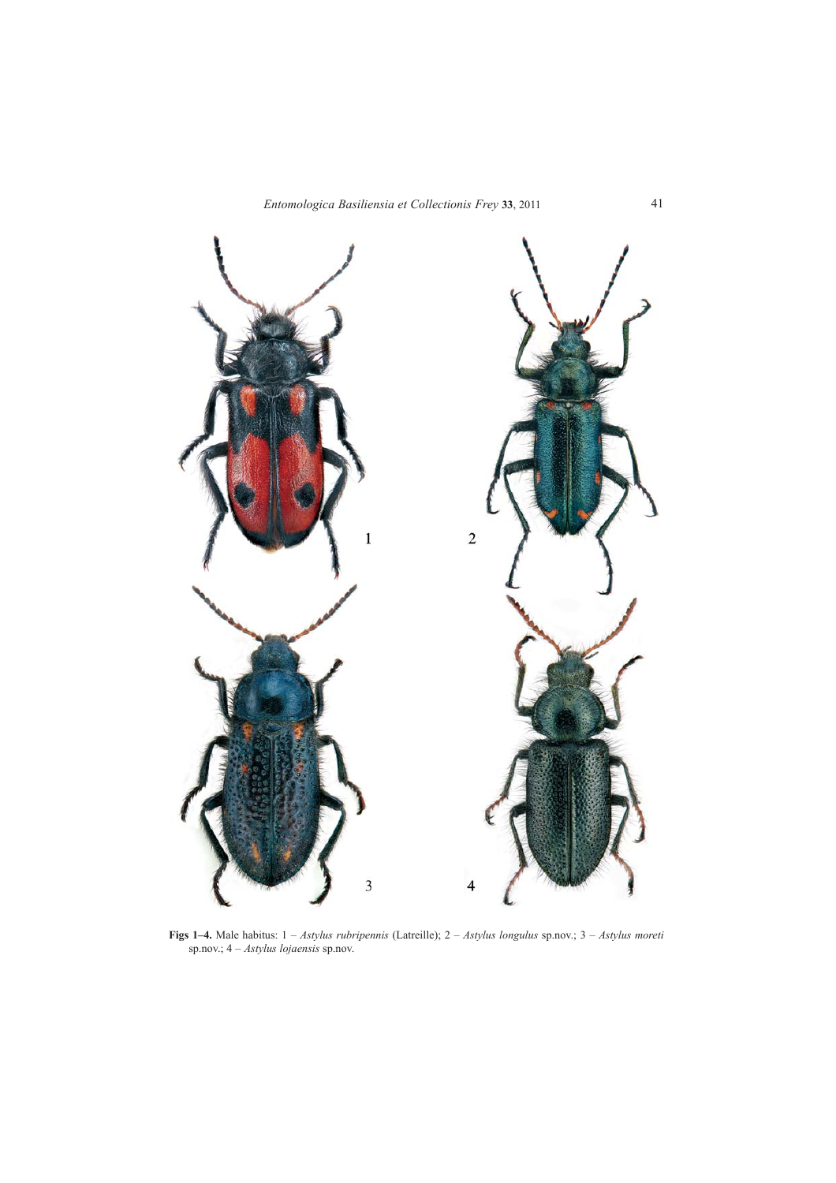1 2 3 4

**Figs 1–4.** Male habitus: 1 – *Astylus rubripennis* (Latreille); 2 – *Astylus longulus* sp.nov.; 3 – *Astylus moreti* sp.nov.; 4 – *Astylus lojaensis* sp.nov.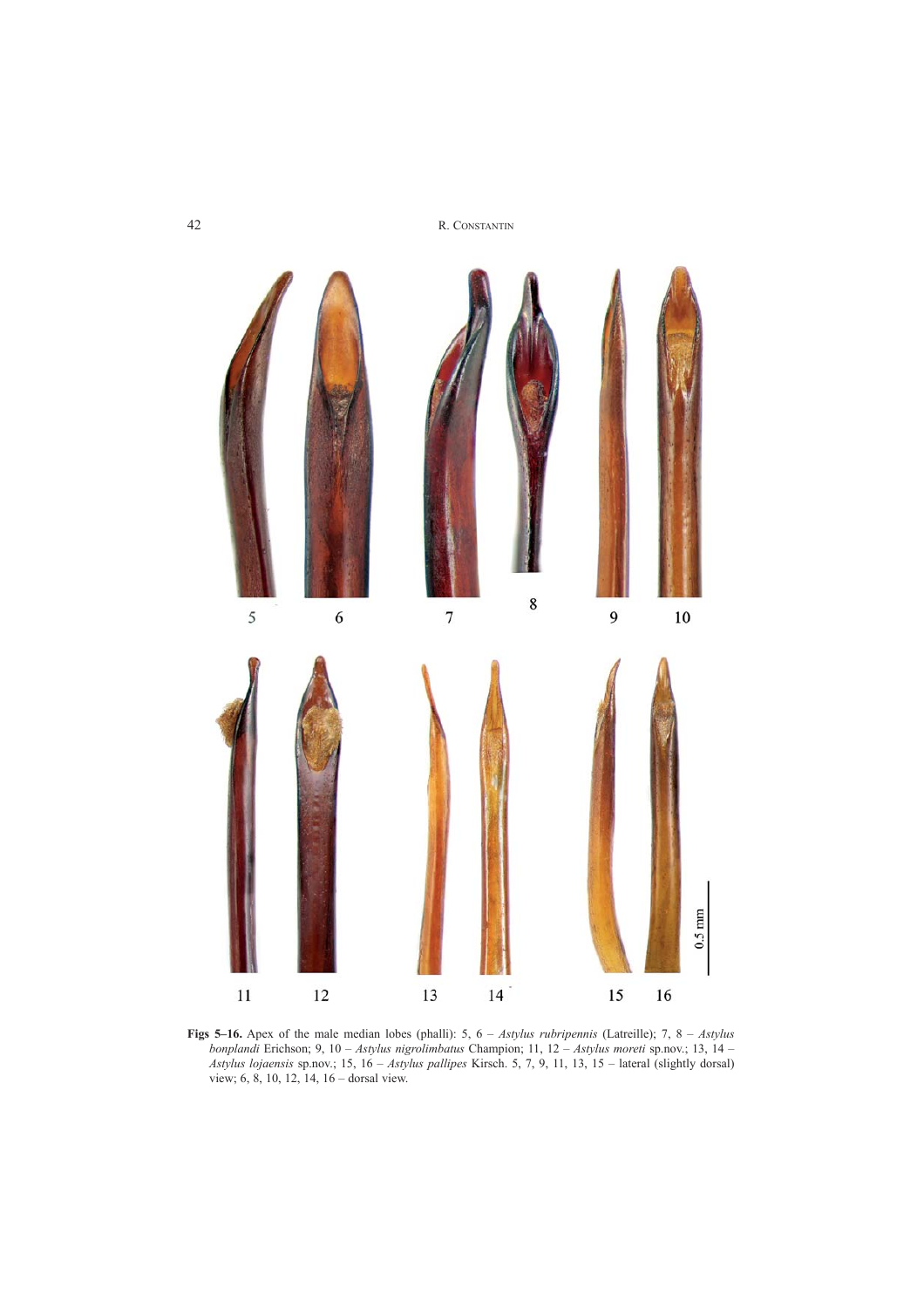**Figs 5–16.** Apex of the male median lobes (phalli): 5, 6 – *Astylus rubripennis* (Latreille); 7, 8 – *Astylus bonplandi* Erichson; 9, 10 – *Astylus nigrolimbatus* Champion; 11, 12 – *Astylus moreti* sp.nov.; 13, 14 – *Astylus lojaensis* sp.nov.; 15, 16 – *Astylus pallipes* Kirsch. 5, 7, 9, 11, 13, 15 – lateral (slightly dorsal) view; 6, 8, 10, 12, 14, 16 – dorsal view.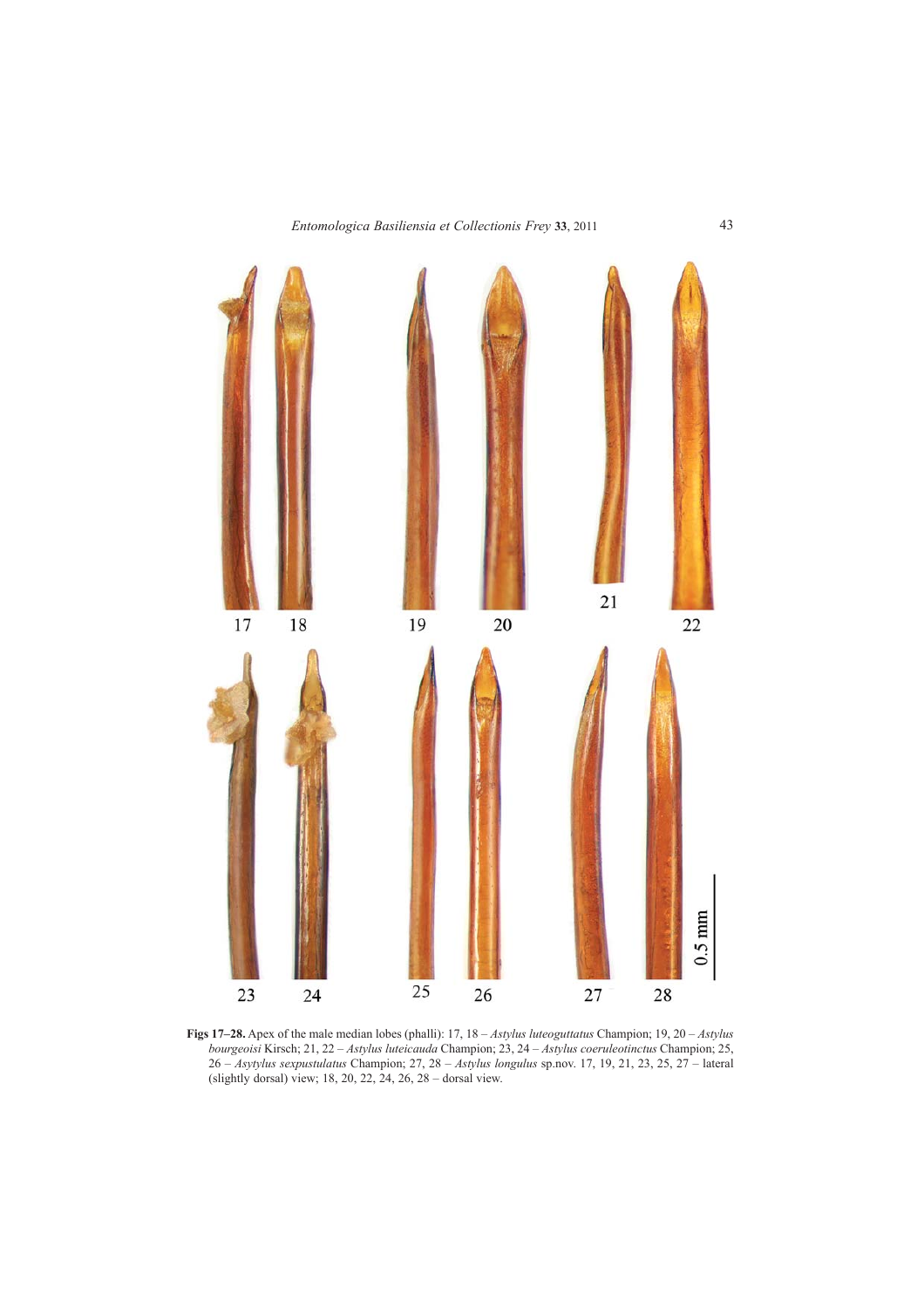**Figs 17–28.** Apex of the male median lobes (phalli): 17, 18 – *Astylus luteoguttatus* Champion; 19, 20 – *Astylus bourgeoisi* Kirsch; 21, 22 – *Astylus luteicauda* Champion; 23, 24 – *Astylus coeruleotinctus* Champion; 25, 26 – *Asytylus sexpustulatus* Champion; 27, 28 – *Astylus longulus* sp.nov. 17, 19, 21, 23, 25, 27 – lateral (slightly dorsal) view; 18, 20, 22, 24, 26, 28 – dorsal view.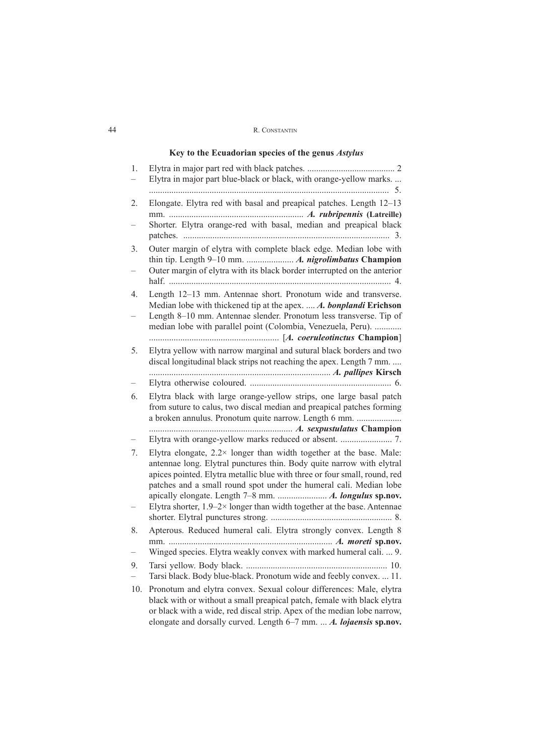### Key to the Ecuadorian species of the genus *Astylus*

1. Elytra in major part red with black patches. ....................................... 2
– Elytra in major part blue-black or black, with orange-yellow marks. ... ........................................................................................................... 5.
2. Elongate. Elytra red with basal and preapical patches. Length 12–13 mm. ............................................................ *A. rubripennis* **(Latreille)**
– Shorter. Elytra orange-red with basal, median and preapical black patches. ............................................................................................ 3.
3. Outer margin of elytra with complete black edge. Median lobe with thin tip. Length 9–10 mm. ..................... ***A. nigrolimbatus*** **Champion**
– Outer margin of elytra with its black border interrupted on the anterior half. ................................................................................................... 4.
4. Length 12–13 mm. Antennae short. Pronotum wide and transverse. Median lobe with thickened tip at the apex. .... ***A. bonplandi*** **Erichson**
– Length 8–10 mm. Antennae slender. Pronotum less transverse. Tip of median lobe with parallel point (Colombia, Venezuela, Peru). ............ ........................................................ [***A. coeruleotinctus*** **Champion**]
5. Elytra yellow with narrow marginal and sutural black borders and two discal longitudinal black strips not reaching the apex. Length 7 mm. .... ................................................................................. ***A. pallipes*** **Kirsch**
– Elytra otherwise coloured. ............................................................... 6.
6. Elytra black with large orange-yellow strips, one large basal patch from suture to calus, two discal median and preapical patches forming a broken annulus. Pronotum quite narrow. Length 6 mm. .................... ................................................................ ***A. sexpustulatus*** **Champion**
– Elytra with orange-yellow marks reduced or absent. ....................... 7.
7. Elytra elongate, 2.2× longer than width together at the base. Male: antennae long. Elytral punctures thin. Body quite narrow with elytral apices pointed. Elytra metallic blue with three or four small, round, red patches and a small round spot under the humeral cali. Median lobe apically elongate. Length 7–8 mm. ...................... ***A. longulus*** **sp.nov.**
– Elytra shorter, 1.9–2× longer than width together at the base. Antennae shorter. Elytral punctures strong. ...................................................... 8.
8. Apterous. Reduced humeral cali. Elytra strongly convex. Length 8 mm. ......................................................................... ***A. moreti*** **sp.nov.**
– Winged species. Elytra weakly convex with marked humeral cali. ... 9.
9. Tarsi yellow. Body black. .............................................................. 10.
– Tarsi black. Body blue-black. Pronotum wide and feebly convex. ... 11.
10. Pronotum and elytra convex. Sexual colour differences: Male, elytra black with or without a small preapical patch, female with black elytra or black with a wide, red discal strip. Apex of the median lobe narrow, elongate and dorsally curved. Length 6–7 mm. ... ***A. lojaensis*** **sp.nov.**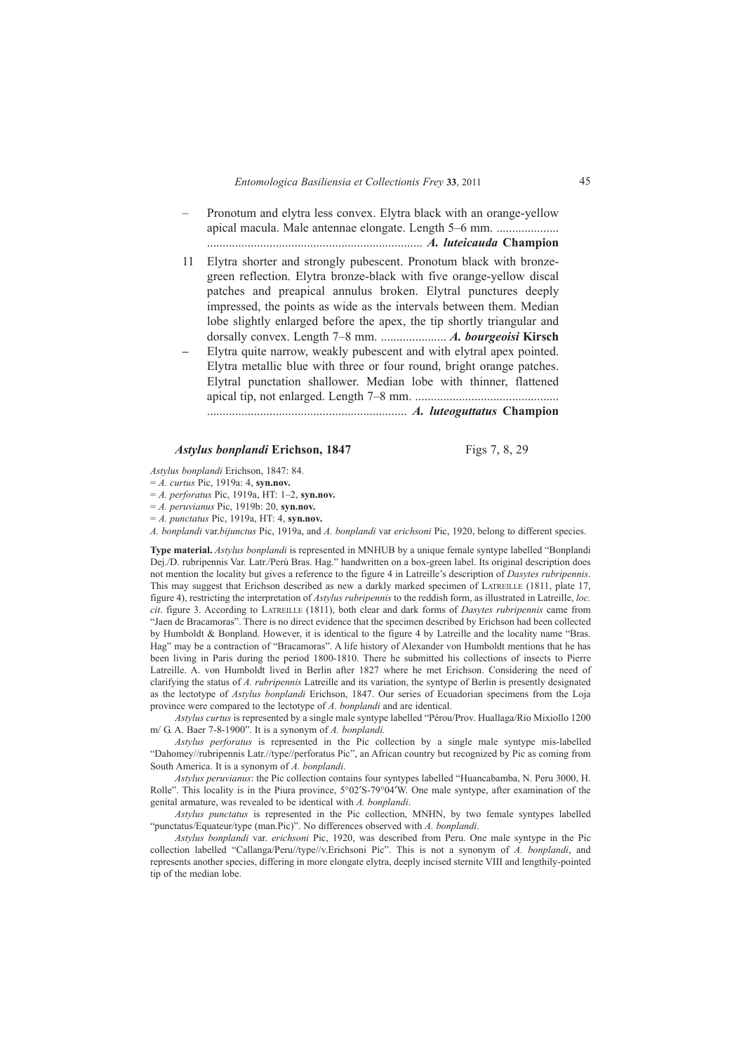– Pronotum and elytra less convex. Elytra black with an orange-yellow apical macula. Male antennae elongate. Length 5–6 mm. .................... .................................................................... ***A. luteicauda*** **Champion**

11 Elytra shorter and strongly pubescent. Pronotum black with bronze-green reflection. Elytra bronze-black with five orange-yellow discal patches and preapical annulus broken. Elytral punctures deeply impressed, the points as wide as the intervals between them. Median lobe slightly enlarged before the apex, the tip shortly triangular and dorsally convex. Length 7–8 mm. ..................... ***A. bourgeoisi*** **Kirsch**

– Elytra quite narrow, weakly pubescent and with elytral apex pointed. Elytra metallic blue with three or four round, bright orange patches. Elytral punctation shallower. Median lobe with thinner, flattened apical tip, not enlarged. Length 7–8 mm. .............................................. ............................................................... ***A. luteoguttatus*** **Champion**

### ***Astylus bonplandi*** **Erichson, 1847** Figs 7, 8, 29

*Astylus bonplandi* Erichson, 1847: 84.
= *A. curtus* Pic, 1919a: 4, **syn.nov.**
= *A. perforatus* Pic, 1919a, HT: 1–2, **syn.nov.**
= *A. peruvianus* Pic, 1919b: 20, **syn.nov.**
= *A. punctatus* Pic, 1919a, HT: 4, **syn.nov.**
*A. bonplandi* var.*bijunctus* Pic, 1919a, and *A. bonplandi* var *erichsoni* Pic, 1920, belong to different species.

**Type material.** *Astylus bonplandi* is represented in MNHUB by a unique female syntype labelled "Bonplandi Dej./D. rubripennis Var. Latr./Perú Bras. Hag." handwritten on a box-green label. Its original description does not mention the locality but gives a reference to the figure 4 in Latreille's description of *Dasytes rubripennis*. This may suggest that Erichson described as new a darkly marked specimen of Latreille (1811, plate 17, figure 4), restricting the interpretation of *Astylus rubripennis* to the reddish form, as illustrated in Latreille, *loc. cit*. figure 3. According to Latreille (1811), both clear and dark forms of *Dasytes rubripennis* came from "Jaen de Bracamoras". There is no direct evidence that the specimen described by Erichson had been collected by Humboldt & Bonpland. However, it is identical to the figure 4 by Latreille and the locality name "Bras. Hag" may be a contraction of "Bracamoras". A life history of Alexander von Humboldt mentions that he has been living in Paris during the period 1800-1810. There he submitted his collections of insects to Pierre Latreille. A. von Humboldt lived in Berlin after 1827 where he met Erichson. Considering the need of clarifying the status of *A. rubripennis* Latreille and its variation, the syntype of Berlin is presently designated as the lectotype of *Astylus bonplandi* Erichson, 1847. Our series of Ecuadorian specimens from the Loja province were compared to the lectotype of *A. bonplandi* and are identical.

*Astylus curtus* is represented by a single male syntype labelled "Pérou/Prov. Huallaga/Rio Mixiollo 1200 m/ G. A. Baer 7-8-1900". It is a synonym of *A. bonplandi.*

*Astylus perforatus* is represented in the Pic collection by a single male syntype mis-labelled "Dahomey//rubripennis Latr.//type//perforatus Pic", an African country but recognized by Pic as coming from South America. It is a synonym of *A. bonplandi*.

*Astylus peruvianus*: the Pic collection contains four syntypes labelled "Huancabamba, N. Peru 3000, H. Rolle". This locality is in the Piura province, 5°02′S-79°04′W. One male syntype, after examination of the genital armature, was revealed to be identical with *A. bonplandi*.

*Astylus punctatus* is represented in the Pic collection, MNHN, by two female syntypes labelled "punctatus/Equateur/type (man.Pic)". No differences observed with *A. bonplandi*.

*Astylus bonplandi* var. *erichsoni* Pic, 1920, was described from Peru. One male syntype in the Pic collection labelled "Callanga/Peru//type//v.Erichsoni Pic". This is not a synonym of *A. bonplandi*, and represents another species, differing in more elongate elytra, deeply incised sternite VIII and lengthily-pointed tip of the median lobe.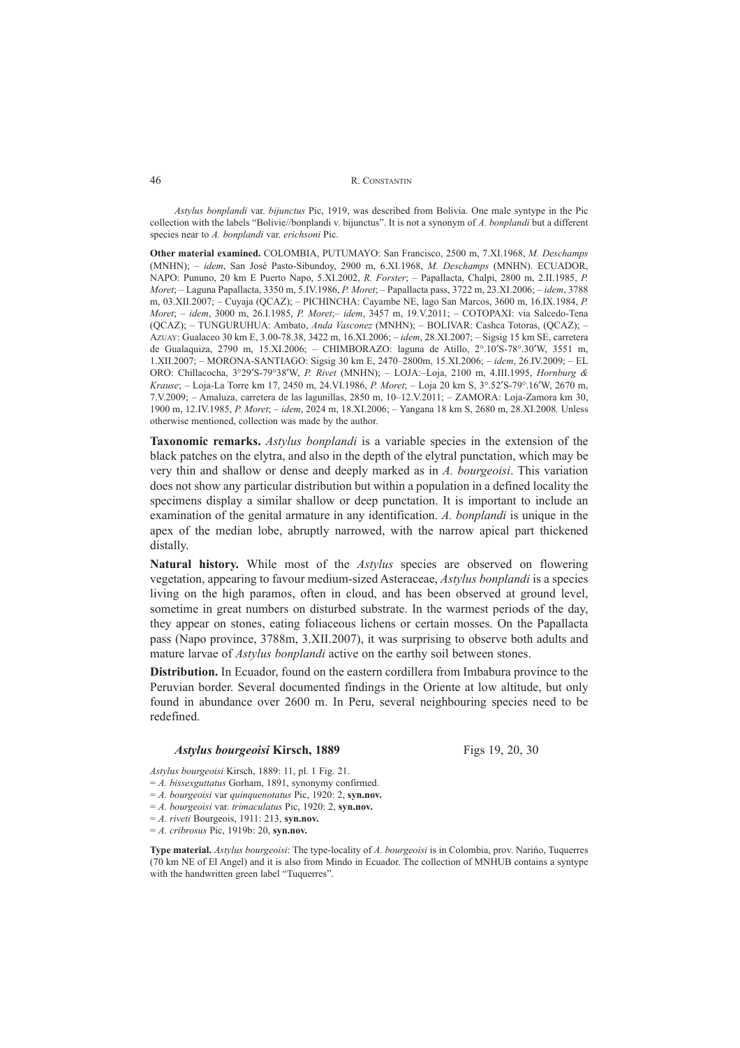*Astylus bonplandi* var. *bijunctus* Pic, 1919, was described from Bolivia. One male syntype in the Pic collection with the labels "Bolivie//bonplandi v. bijunctus". It is not a synonym of *A. bonplandi* but a different species near to *A. bonplandi* var. *erichsoni* Pic.

**Other material examined.** COLOMBIA, PUTUMAYO: San Francisco, 2500 m, 7.XI.1968, *M. Deschamps* (MNHN); – *idem*, San José Pasto-Sibundoy, 2900 m, 6.XI.1968, *M. Deschamps* (MNHN). ECUADOR, NAPO: Pununo, 20 km E Puerto Napo, 5.XI.2002, *R. Forster*; – Papallacta, Chalpi, 2800 m, 2.II.1985, *P. Moret*; – Laguna Papallacta, 3350 m, 5.IV.1986, *P. Moret*; – Papallacta pass, 3722 m, 23.XI.2006; – *idem*, 3788 m, 03.XII.2007; – Cuyaja (QCAZ); – PICHINCHA: Cayambe NE, lago San Marcos, 3600 m, 16.IX.1984, *P. Moret*; – *idem*, 3000 m, 26.I.1985, *P. Moret*;– *idem*, 3457 m, 19.V.2011; – COTOPAXI: via Salcedo-Tena (QCAZ); – TUNGURUHUA: Ambato, *Anda Vasconez* (MNHN); – BOLIVAR: Cashca Totoras, (QCAZ); – AZUAY: Gualaceo 30 km E, 3.00-78.38, 3422 m, 16.XI.2006; – *idem*, 28.XI.2007; – Sigsig 15 km SE, carretera de Gualaquiza, 2790 m, 15.XI.2006; – CHIMBORAZO: laguna de Atillo, 2°.10′S-78°.30′W, 3551 m, 1.XII.2007; – MORONA-SANTIAGO: Sigsig 30 km E, 2470–2800m, 15.XI.2006; – *idem*, 26.IV.2009; – EL ORO: Chillacocha, 3°29′S-79°38′W, *P. Rivet* (MNHN); – LOJA:–Loja, 2100 m, 4.III.1995, *Hornburg & Krause*; – Loja-La Torre km 17, 2450 m, 24.VI.1986, *P. Moret*; – Loja 20 km S, 3°.52′S-79°.16′W, 2670 m, 7.V.2009; – Amaluza, carretera de las lagunillas, 2850 m, 10–12.V.2011; – ZAMORA: Loja-Zamora km 30, 1900 m, 12.IV.1985, *P. Moret*; – *idem*, 2024 m, 18.XI.2006; – Yangana 18 km S, 2680 m, 28.XI.2008. Unless otherwise mentioned, collection was made by the author.

**Taxonomic remarks.** *Astylus bonplandi* is a variable species in the extension of the black patches on the elytra, and also in the depth of the elytral punctation, which may be very thin and shallow or dense and deeply marked as in *A. bourgeoisi*. This variation does not show any particular distribution but within a population in a defined locality the specimens display a similar shallow or deep punctation. It is important to include an examination of the genital armature in any identification. *A. bonplandi* is unique in the apex of the median lobe, abruptly narrowed, with the narrow apical part thickened distally.

**Natural history.** While most of the *Astylus* species are observed on flowering vegetation, appearing to favour medium-sized Asteraceae, *Astylus bonplandi* is a species living on the high paramos, often in cloud, and has been observed at ground level, sometime in great numbers on disturbed substrate. In the warmest periods of the day, they appear on stones, eating foliaceous lichens or certain mosses. On the Papallacta pass (Napo province, 3788m, 3.XII.2007), it was surprising to observe both adults and mature larvae of *Astylus bonplandi* active on the earthy soil between stones.

**Distribution.** In Ecuador, found on the eastern cordillera from Imbabura province to the Peruvian border. Several documented findings in the Oriente at low altitude, but only found in abundance over 2600 m. In Peru, several neighbouring species need to be redefined.

### *Astylus bourgeoisi* Kirsch, 1889 — Figs 19, 20, 30

*Astylus bourgeoisi* Kirsch, 1889: 11, pl. 1 Fig. 21.
= *A. bissexguttatus* Gorham, 1891, synonymy confirmed.
= *A. bourgeoisi* var *quinquenotatus* Pic, 1920: 2, **syn.nov.**
= *A. bourgeoisi* var. *trimaculatus* Pic, 1920: 2, **syn.nov.**
= *A. riveti* Bourgeois, 1911: 213, **syn.nov.**
= *A. cribrosus* Pic, 1919b: 20, **syn.nov.**

**Type material.** *Astylus bourgeoisi*: The type-locality of *A. bourgeoisi* is in Colombia, prov. Nariño, Tuquerres (70 km NE of El Angel) and it is also from Mindo in Ecuador. The collection of MNHUB contains a syntype with the handwritten green label "Tuquerres".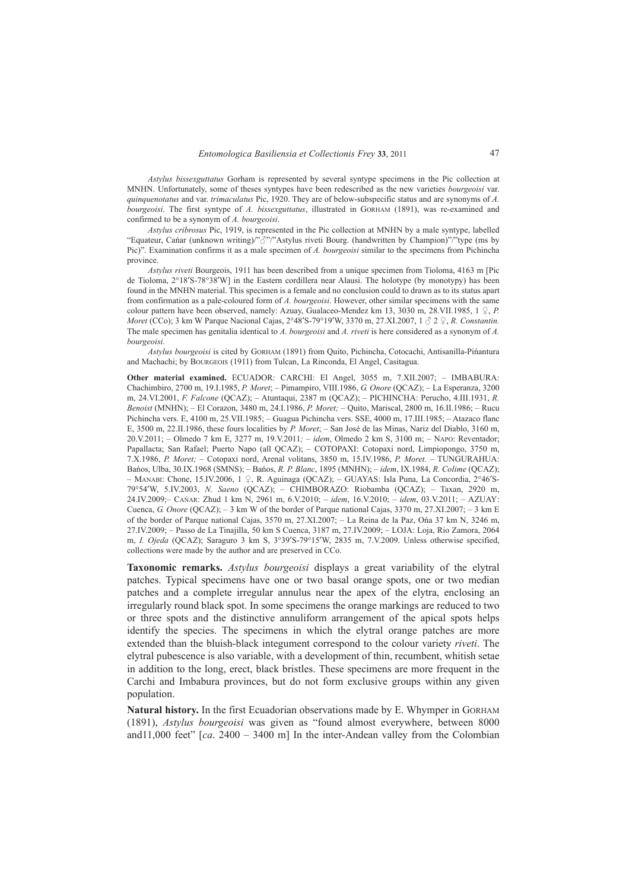*Astylus bissexguttatus* Gorham is represented by several syntype specimens in the Pic collection at MNHN. Unfortunately, some of theses syntypes have been redescribed as the new varieties *bourgeoisi* var. *quinquenotatus* and var. *trimaculatus* Pic, 1920. They are of below-subspecific status and are synonyms of *A. bourgeoisi*. The first syntype of *A. bissexguttatus*, illustrated in Gorham (1891), was re-examined and confirmed to be a synonym of *A. bourgeoisi*.

*Astylus cribrosus* Pic, 1919, is represented in the Pic collection at MNHN by a male syntype, labelled "Equateur, Cańar (unknown writing)/"♂"/"Astylus riveti Bourg. (handwritten by Champion)"/"type (ms by Pic)". Examination confirms it as a male specimen of *A. bourgeoisi* similar to the specimens from Pichincha province.

*Astylus riveti* Bourgeois, 1911 has been described from a unique specimen from Tioloma, 4163 m [Pic de Tioloma, 2°18′S-78°38′W] in the Eastern cordillera near Alausi. The holotype (by monotypy) has been found in the MNHN material. This specimen is a female and no conclusion could to drawn as to its status apart from confirmation as a pale-coloured form of *A. bourgeoisi*. However, other similar specimens with the same colour pattern have been observed, namely: Azuay, Gualaceo-Mendez km 13, 3030 m, 28.VII.1985, 1 ♀, *P. Moret* (CCo); 3 km W Parque Nacional Cajas, 2°48′S-79°19′W, 3370 m, 27.XI.2007, 1 ♂ 2 ♀, *R. Constantin.* The male specimen has genitalia identical to *A. bourgeoisi* and *A. riveti* is here considered as a synonym of *A. bourgeoisi.*

*Astylus bourgeoisi* is cited by Gorham (1891) from Quito, Pichincha, Cotocachi, Antisanilla-Pińantura and Machachi; by Bourgeois (1911) from Tulcan, La Rinconda, El Angel, Casitagua.

**Other material examined.** ECUADOR: CARCHI: El Angel, 3055 m, 7.XII.2007; – IMBABURA: Chachimbiro, 2700 m, 19.I.1985, *P. Moret*; – Pimampiro, VIII.1986, *G. Onore* (QCAZ); – La Esperanza, 3200 m, 24.VI.2001, *F. Falcone* (QCAZ); – Atuntaqui, 2387 m (QCAZ); – PICHINCHA: Perucho, 4.III.1931, *R. Benoist* (MNHN); – El Corazon, 3480 m, 24.I.1986, *P. Moret;* – Quito, Mariscal, 2800 m, 16.II.1986; – Rucu Pichincha vers. E, 4100 m, 25.VII.1985; – Guagua Pichincha vers. SSE, 4000 m, 17.III.1985; – Atazaco flanc E, 3500 m, 22.II.1986, these fours localities by *P. Moret*; – San José de las Minas, Nariz del Diablo, 3160 m, 20.V.2011; – Olmedo 7 km E, 3277 m, 19.V.2011*;* – *idem*, Olmedo 2 km S, 3100 m; – Napo: Reventador; Papallacta; San Rafael; Puerto Napo (all QCAZ); – COTOPAXI: Cotopaxi nord, Limpiopongo, 3750 m, 7.X.1986, *P. Moret;* – Cotopaxi nord, Arenal volitans, 3850 m, 15.IV.1986, *P. Moret.* – TUNGURAHUA: Bańos, Ulba, 30.IX.1968 (SMNS); – Bańos, *R. P. Blanc*, 1895 (MNHN); – *idem*, IX.1984, *R. Colime* (QCAZ); – Manabi: Chone, 15.IV.2006, 1 ♀, R. Aguinaga (QCAZ); – GUAYAS: Isla Puna, La Concordia, 2°46′S-79°54′W, 5.IV.2003, *N. Saeno* (QCAZ); – CHIMBORAZO: Riobamba (QCAZ); – Taxan, 2920 m, 24.IV.2009;– Cańar: Zhud 1 km N, 2961 m, 6.V.2010; – *idem*, 16.V.2010; – *idem*, 03.V.2011; – AZUAY: Cuenca, *G. Onore* (QCAZ); – 3 km W of the border of Parque national Cajas, 3370 m, 27.XI.2007; – 3 km E of the border of Parque national Cajas, 3570 m, 27.XI.2007; – La Reina de la Paz, Ońa 37 km N, 3246 m, 27.IV.2009; – Passo de La Tinajilla, 50 km S Cuenca, 3187 m, 27.IV.2009; – LOJA: Loja, Rio Zamora, 2064 m, *I. Ojeda* (QCAZ); Saraguro 3 km S, 3°39′S-79°15′W, 2835 m, 7.V.2009. Unless otherwise specified, collections were made by the author and are preserved in CCo.

**Taxonomic remarks.** *Astylus bourgeoisi* displays a great variability of the elytral patches. Typical specimens have one or two basal orange spots, one or two median patches and a complete irregular annulus near the apex of the elytra, enclosing an irregularly round black spot. In some specimens the orange markings are reduced to two or three spots and the distinctive annuliform arrangement of the apical spots helps identify the species. The specimens in which the elytral orange patches are more extended than the bluish-black integument correspond to the colour variety *riveti*. The elytral pubescence is also variable, with a development of thin, recumbent, whitish setae in addition to the long, erect, black bristles. These specimens are more frequent in the Carchi and Imbabura provinces, but do not form exclusive groups within any given population.

**Natural history.** In the first Ecuadorian observations made by E. Whymper in Gorham (1891), *Astylus bourgeoisi* was given as "found almost everywhere, between 8000 and11,000 feet" [*ca*. 2400 – 3400 m] In the inter-Andean valley from the Colombian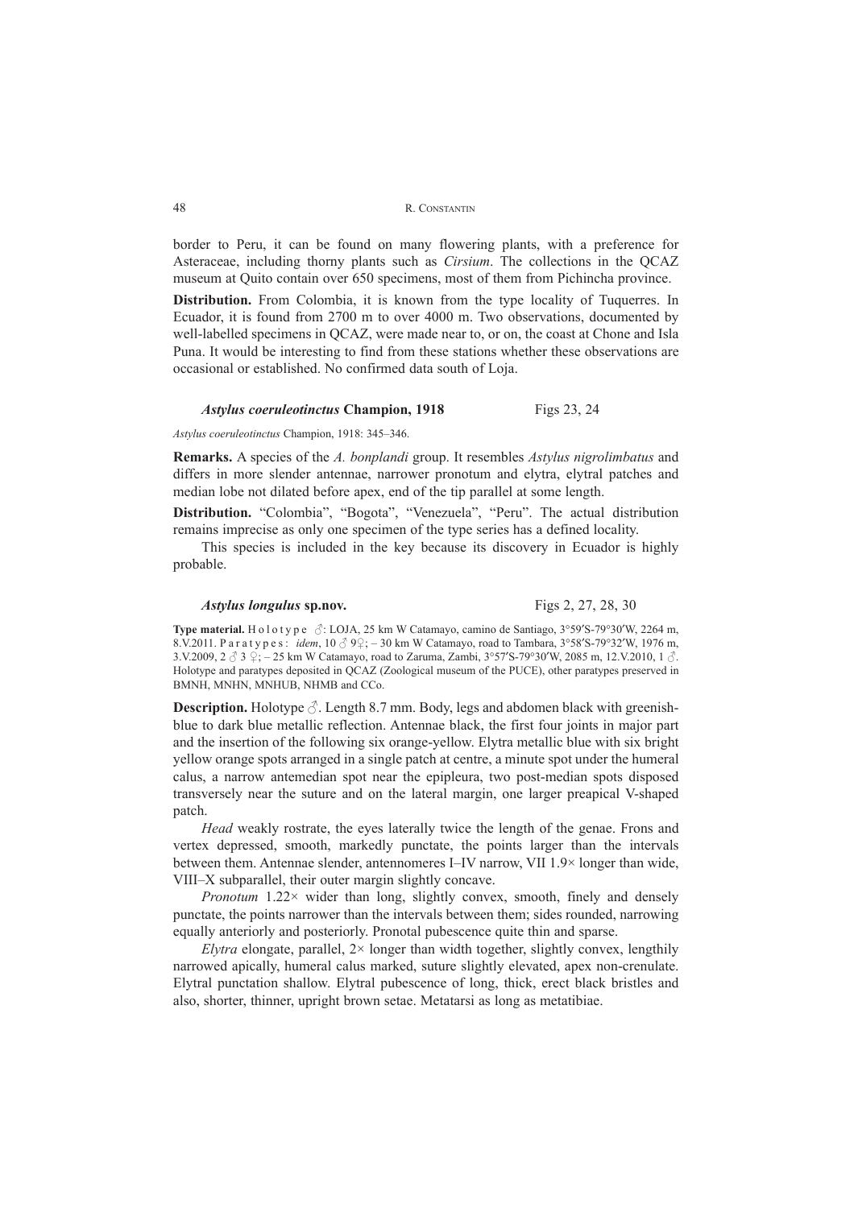border to Peru, it can be found on many flowering plants, with a preference for Asteraceae, including thorny plants such as *Cirsium*. The collections in the QCAZ museum at Quito contain over 650 specimens, most of them from Pichincha province.

**Distribution.** From Colombia, it is known from the type locality of Tuquerres. In Ecuador, it is found from 2700 m to over 4000 m. Two observations, documented by well-labelled specimens in QCAZ, were made near to, or on, the coast at Chone and Isla Puna. It would be interesting to find from these stations whether these observations are occasional or established. No confirmed data south of Loja.

### *Astylus coeruleotinctus* Champion, 1918 — Figs 23, 24

*Astylus coeruleotinctus* Champion, 1918: 345–346.

**Remarks.** A species of the *A. bonplandi* group. It resembles *Astylus nigrolimbatus* and differs in more slender antennae, narrower pronotum and elytra, elytral patches and median lobe not dilated before apex, end of the tip parallel at some length.

**Distribution.** "Colombia", "Bogota", "Venezuela", "Peru". The actual distribution remains imprecise as only one specimen of the type series has a defined locality.

This species is included in the key because its discovery in Ecuador is highly probable.

### *Astylus longulus* sp.nov. — Figs 2, 27, 28, 30

**Type material.** Holotype ♂: LOJA, 25 km W Catamayo, camino de Santiago, 3°59′S-79°30′W, 2264 m, 8.V.2011. Paratypes: *idem*, 10 ♂ 9♀; – 30 km W Catamayo, road to Tambara, 3°58′S-79°32′W, 1976 m, 3.V.2009, 2 ♂ 3 ♀; – 25 km W Catamayo, road to Zaruma, Zambi, 3°57′S-79°30′W, 2085 m, 12.V.2010, 1 ♂. Holotype and paratypes deposited in QCAZ (Zoological museum of the PUCE), other paratypes preserved in BMNH, MNHN, MNHUB, NHMB and CCo.

**Description.** Holotype ♂. Length 8.7 mm. Body, legs and abdomen black with greenish-blue to dark blue metallic reflection. Antennae black, the first four joints in major part and the insertion of the following six orange-yellow. Elytra metallic blue with six bright yellow orange spots arranged in a single patch at centre, a minute spot under the humeral calus, a narrow antemedian spot near the epipleura, two post-median spots disposed transversely near the suture and on the lateral margin, one larger preapical V-shaped patch.

*Head* weakly rostrate, the eyes laterally twice the length of the genae. Frons and vertex depressed, smooth, markedly punctate, the points larger than the intervals between them. Antennae slender, antennomeres I–IV narrow, VII 1.9× longer than wide, VIII–X subparallel, their outer margin slightly concave.

*Pronotum* 1.22× wider than long, slightly convex, smooth, finely and densely punctate, the points narrower than the intervals between them; sides rounded, narrowing equally anteriorly and posteriorly. Pronotal pubescence quite thin and sparse.

*Elytra* elongate, parallel, 2× longer than width together, slightly convex, lengthily narrowed apically, humeral calus marked, suture slightly elevated, apex non-crenulate. Elytral punctation shallow. Elytral pubescence of long, thick, erect black bristles and also, shorter, thinner, upright brown setae. Metatarsi as long as metatibiae.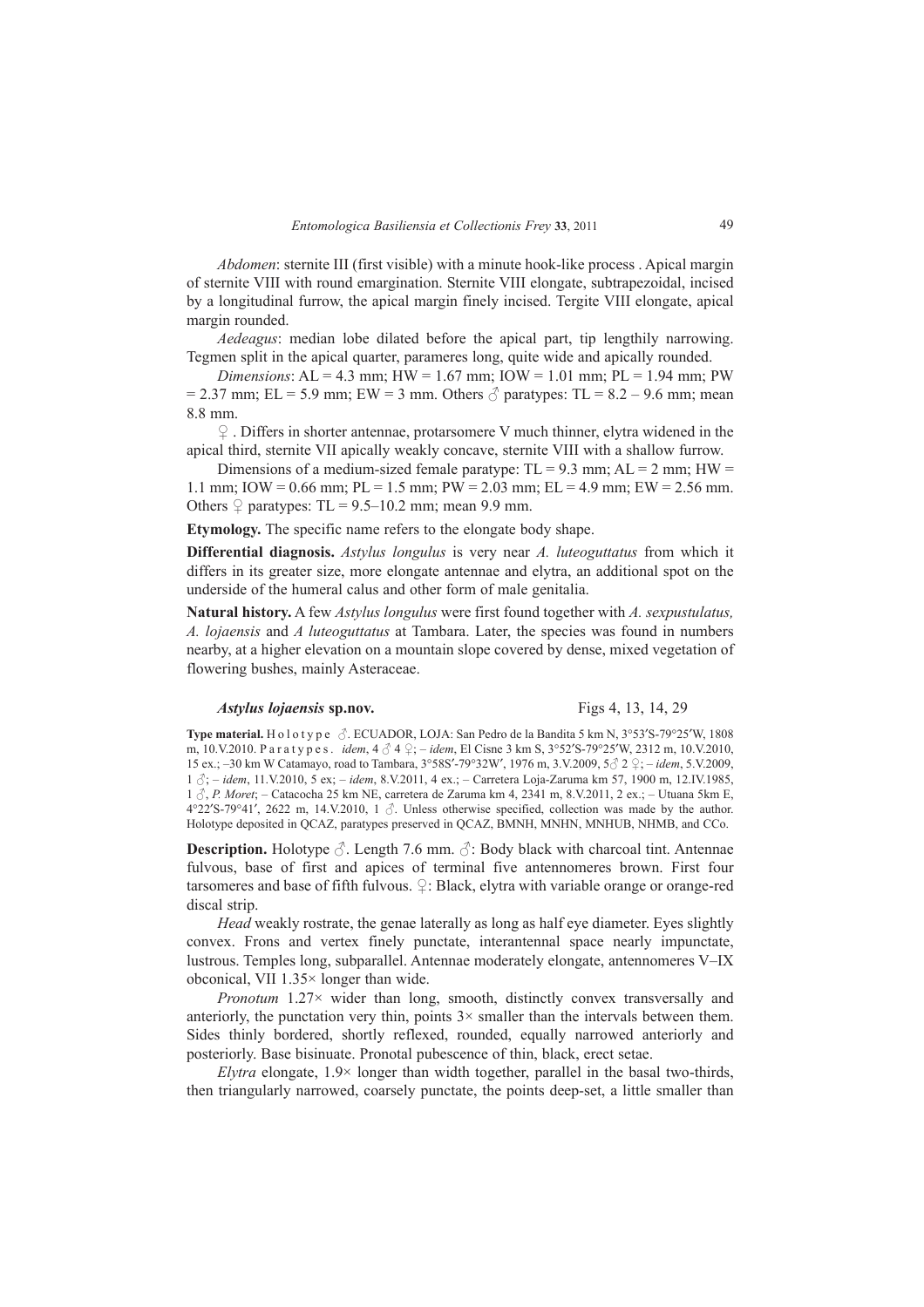*Abdomen*: sternite III (first visible) with a minute hook-like process . Apical margin of sternite VIII with round emargination. Sternite VIII elongate, subtrapezoidal, incised by a longitudinal furrow, the apical margin finely incised. Tergite VIII elongate, apical margin rounded.

*Aedeagus*: median lobe dilated before the apical part, tip lengthily narrowing. Tegmen split in the apical quarter, parameres long, quite wide and apically rounded.

*Dimensions*: AL = 4.3 mm; HW = 1.67 mm; IOW = 1.01 mm; PL = 1.94 mm; PW = 2.37 mm; EL = 5.9 mm; EW = 3 mm. Others ♂ paratypes: TL = 8.2 – 9.6 mm; mean 8.8 mm.

♀ . Differs in shorter antennae, protarsomere V much thinner, elytra widened in the apical third, sternite VII apically weakly concave, sternite VIII with a shallow furrow.

Dimensions of a medium-sized female paratype: TL = 9.3 mm; AL = 2 mm; HW = 1.1 mm; IOW = 0.66 mm; PL = 1.5 mm; PW = 2.03 mm; EL = 4.9 mm; EW = 2.56 mm. Others ♀ paratypes: TL = 9.5–10.2 mm; mean 9.9 mm.

**Etymology.** The specific name refers to the elongate body shape.

**Differential diagnosis.** *Astylus longulus* is very near *A. luteoguttatus* from which it differs in its greater size, more elongate antennae and elytra, an additional spot on the underside of the humeral calus and other form of male genitalia.

**Natural history.** A few *Astylus longulus* were first found together with *A. sexpustulatus, A. lojaensis* and *A luteoguttatus* at Tambara. Later, the species was found in numbers nearby, at a higher elevation on a mountain slope covered by dense, mixed vegetation of flowering bushes, mainly Asteraceae.

### *Astylus lojaensis* sp.nov. — Figs 4, 13, 14, 29

**Type material.** Holotype ♂. ECUADOR, LOJA: San Pedro de la Bandita 5 km N, 3°53′S-79°25′W, 1808 m, 10.V.2010. Paratypes. *idem*, 4 ♂ 4 ♀; – *idem*, El Cisne 3 km S, 3°52′S-79°25′W, 2312 m, 10.V.2010, 15 ex.; –30 km W Catamayo, road to Tambara, 3°58S′-79°32W′, 1976 m, 3.V.2009, 5♂ 2 ♀; – *idem*, 5.V.2009, 1 ♂; – *idem*, 11.V.2010, 5 ex; – *idem*, 8.V.2011, 4 ex.; – Carretera Loja-Zaruma km 57, 1900 m, 12.IV.1985, 1 ♂, *P. Moret*; – Catacocha 25 km NE, carretera de Zaruma km 4, 2341 m, 8.V.2011, 2 ex.; – Utuana 5km E, 4°22′S-79°41′, 2622 m, 14.V.2010, 1 ♂. Unless otherwise specified, collection was made by the author. Holotype deposited in QCAZ, paratypes preserved in QCAZ, BMNH, MNHN, MNHUB, NHMB, and CCo.

**Description.** Holotype ♂. Length 7.6 mm. ♂: Body black with charcoal tint. Antennae fulvous, base of first and apices of terminal five antennomeres brown. First four tarsomeres and base of fifth fulvous. ♀: Black, elytra with variable orange or orange-red discal strip.

*Head* weakly rostrate, the genae laterally as long as half eye diameter. Eyes slightly convex. Frons and vertex finely punctate, interantennal space nearly impunctate, lustrous. Temples long, subparallel. Antennae moderately elongate, antennomeres V–IX obconical, VII 1.35× longer than wide.

*Pronotum* 1.27× wider than long, smooth, distinctly convex transversally and anteriorly, the punctation very thin, points 3× smaller than the intervals between them. Sides thinly bordered, shortly reflexed, rounded, equally narrowed anteriorly and posteriorly. Base bisinuate. Pronotal pubescence of thin, black, erect setae.

*Elytra* elongate, 1.9× longer than width together, parallel in the basal two-thirds, then triangularly narrowed, coarsely punctate, the points deep-set, a little smaller than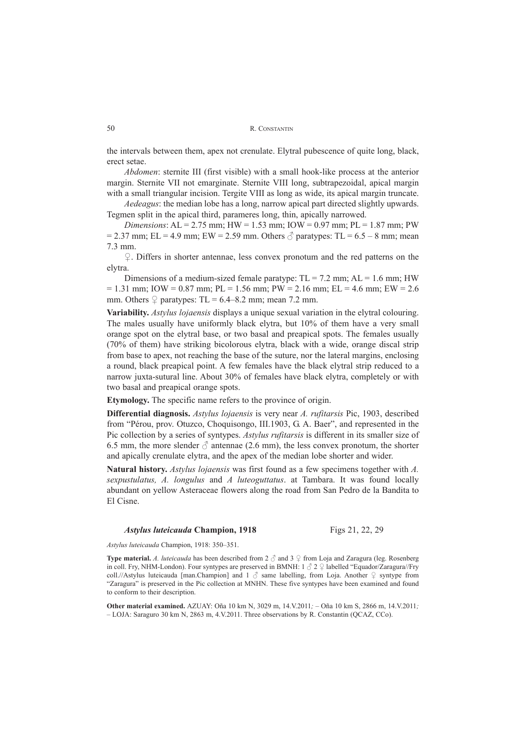the intervals between them, apex not crenulate. Elytral pubescence of quite long, black, erect setae.

*Abdomen*: sternite III (first visible) with a small hook-like process at the anterior margin. Sternite VII not emarginate. Sternite VIII long, subtrapezoidal, apical margin with a small triangular incision. Tergite VIII as long as wide, its apical margin truncate.

*Aedeagus*: the median lobe has a long, narrow apical part directed slightly upwards. Tegmen split in the apical third, parameres long, thin, apically narrowed.

*Dimensions*: AL = 2.75 mm; HW = 1.53 mm; IOW = 0.97 mm; PL = 1.87 mm; PW = 2.37 mm; EL = 4.9 mm; EW = 2.59 mm. Others ♂ paratypes: TL = 6.5 – 8 mm; mean 7.3 mm.

♀. Differs in shorter antennae, less convex pronotum and the red patterns on the elytra.

Dimensions of a medium-sized female paratype: TL = 7.2 mm; AL = 1.6 mm; HW = 1.31 mm; IOW = 0.87 mm; PL = 1.56 mm; PW = 2.16 mm; EL = 4.6 mm; EW = 2.6 mm. Others ♀ paratypes: TL = 6.4–8.2 mm; mean 7.2 mm.

**Variability.** *Astylus lojaensis* displays a unique sexual variation in the elytral colouring. The males usually have uniformly black elytra, but 10% of them have a very small orange spot on the elytral base, or two basal and preapical spots. The females usually (70% of them) have striking bicolorous elytra, black with a wide, orange discal strip from base to apex, not reaching the base of the suture, nor the lateral margins, enclosing a round, black preapical point. A few females have the black elytral strip reduced to a narrow juxta-sutural line. About 30% of females have black elytra, completely or with two basal and preapical orange spots.

**Etymology.** The specific name refers to the province of origin.

**Differential diagnosis.** *Astylus lojaensis* is very near *A. rufitarsis* Pic, 1903, described from "Pérou, prov. Otuzco, Choquisongo, III.1903, G. A. Baer", and represented in the Pic collection by a series of syntypes. *Astylus rufitarsis* is different in its smaller size of 6.5 mm, the more slender ♂ antennae (2.6 mm), the less convex pronotum, the shorter and apically crenulate elytra, and the apex of the median lobe shorter and wider.

**Natural history.** *Astylus lojaensis* was first found as a few specimens together with *A. sexpustulatus, A. longulus* and *A luteoguttatus*. at Tambara. It was found locally abundant on yellow Asteraceae flowers along the road from San Pedro de la Bandita to El Cisne.

### *Astylus luteicauda* Champion, 1918 — Figs 21, 22, 29

*Astylus luteicauda* Champion, 1918: 350–351.

**Type material.** *A. luteicauda* has been described from 2 ♂ and 3 ♀ from Loja and Zaragura (leg. Rosenberg in coll. Fry, NHM-London). Four syntypes are preserved in BMNH: 1 ♂ 2 ♀ labelled "Equador/Zaragura//Fry coll.//Astylus luteicauda [man.Champion] and 1 ♂ same labelling, from Loja. Another ♀ syntype from "Zaragura" is preserved in the Pic collection at MNHN. These five syntypes have been examined and found to conform to their description.

**Other material examined.** AZUAY: Oña 10 km N, 3029 m, 14.V.2011; – Oña 10 km S, 2866 m, 14.V.2011; – LOJA: Saraguro 30 km N, 2863 m, 4.V.2011. Three observations by R. Constantin (QCAZ, CCo).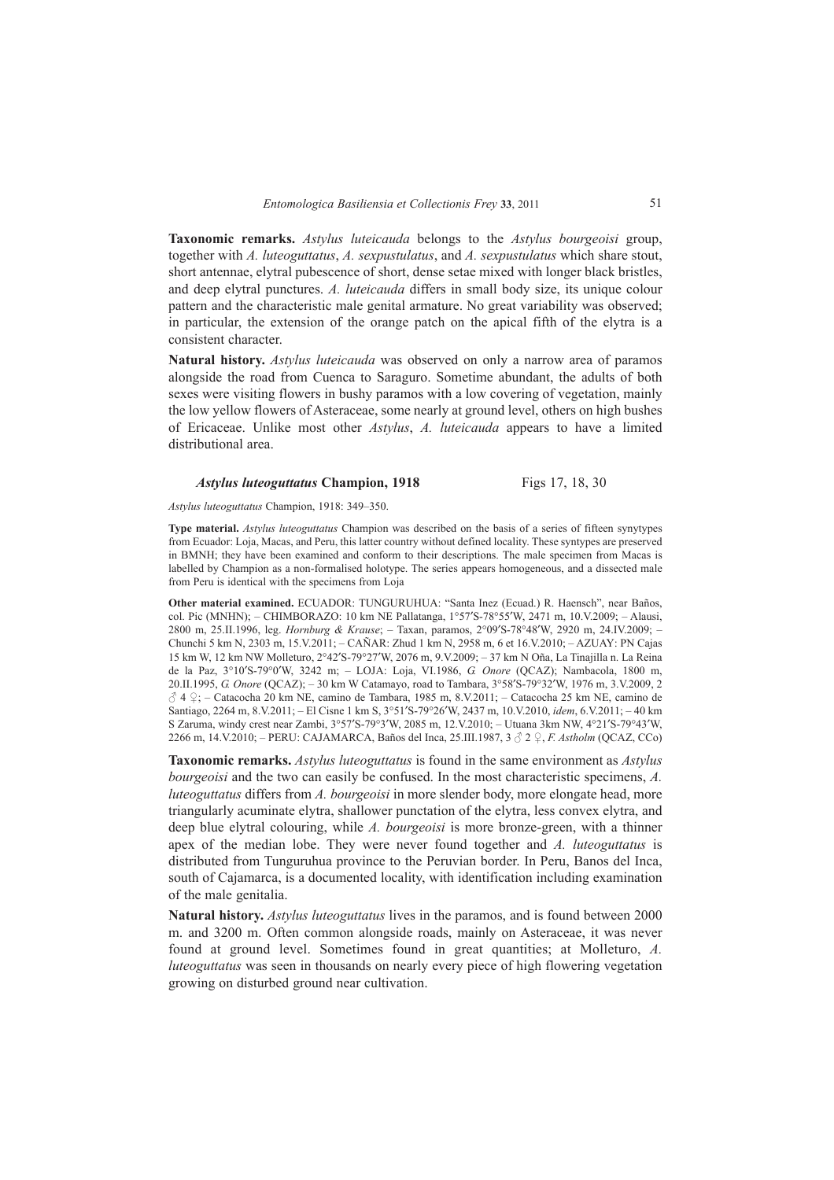**Taxonomic remarks.** *Astylus luteicauda* belongs to the *Astylus bourgeoisi* group, together with *A. luteoguttatus*, *A. sexpustulatus*, and *A. sexpustulatus* which share stout, short antennae, elytral pubescence of short, dense setae mixed with longer black bristles, and deep elytral punctures. *A. luteicauda* differs in small body size, its unique colour pattern and the characteristic male genital armature. No great variability was observed; in particular, the extension of the orange patch on the apical fifth of the elytra is a consistent character.

**Natural history.** *Astylus luteicauda* was observed on only a narrow area of paramos alongside the road from Cuenca to Saraguro. Sometime abundant, the adults of both sexes were visiting flowers in bushy paramos with a low covering of vegetation, mainly the low yellow flowers of Asteraceae, some nearly at ground level, others on high bushes of Ericaceae. Unlike most other *Astylus*, *A. luteicauda* appears to have a limited distributional area.

### *Astylus luteoguttatus* Champion, 1918 — Figs 17, 18, 30

*Astylus luteoguttatus* Champion, 1918: 349–350.

**Type material.** *Astylus luteoguttatus* Champion was described on the basis of a series of fifteen synytypes from Ecuador: Loja, Macas, and Peru, this latter country without defined locality. These syntypes are preserved in BMNH; they have been examined and conform to their descriptions. The male specimen from Macas is labelled by Champion as a non-formalised holotype. The series appears homogeneous, and a dissected male from Peru is identical with the specimens from Loja

**Other material examined.** ECUADOR: TUNGURUHUA: "Santa Inez (Ecuad.) R. Haensch", near Baños, col. Pic (MNHN); – CHIMBORAZO: 10 km NE Pallatanga, 1°57′S-78°55′W, 2471 m, 10.V.2009; – Alausi, 2800 m, 25.II.1996, leg. *Hornburg & Krause*; – Taxan, paramos, 2°09′S-78°48′W, 2920 m, 24.IV.2009; – Chunchi 5 km N, 2303 m, 15.V.2011; – CAÑAR: Zhud 1 km N, 2958 m, 6 et 16.V.2010; – AZUAY: PN Cajas 15 km W, 12 km NW Molleturo, 2°42′S-79°27′W, 2076 m, 9.V.2009; – 37 km N Oña, La Tinajilla n. La Reina de la Paz, 3°10′S-79°0′W, 3242 m; – LOJA: Loja, VI.1986, *G. Onore* (QCAZ); Nambacola, 1800 m, 20.II.1995, *G. Onore* (QCAZ); – 30 km W Catamayo, road to Tambara, 3°58′S-79°32′W, 1976 m, 3.V.2009, 2 ♂ 4 ♀; – Catacocha 20 km NE, camino de Tambara, 1985 m, 8.V.2011; – Catacocha 25 km NE, camino de Santiago, 2264 m, 8.V.2011; – El Cisne 1 km S, 3°51′S-79°26′W, 2437 m, 10.V.2010, *idem*, 6.V.2011; – 40 km S Zaruma, windy crest near Zambi, 3°57′S-79°3′W, 2085 m, 12.V.2010; – Utuana 3km NW, 4°21′S-79°43′W, 2266 m, 14.V.2010; – PERU: CAJAMARCA, Baños del Inca, 25.III.1987, 3 ♂ 2 ♀, *F. Astholm* (QCAZ, CCo)

**Taxonomic remarks.** *Astylus luteoguttatus* is found in the same environment as *Astylus bourgeoisi* and the two can easily be confused. In the most characteristic specimens, *A. luteoguttatus* differs from *A. bourgeoisi* in more slender body, more elongate head, more triangularly acuminate elytra, shallower punctation of the elytra, less convex elytra, and deep blue elytral colouring, while *A. bourgeoisi* is more bronze-green, with a thinner apex of the median lobe. They were never found together and *A. luteoguttatus* is distributed from Tunguruhua province to the Peruvian border. In Peru, Banos del Inca, south of Cajamarca, is a documented locality, with identification including examination of the male genitalia.

**Natural history.** *Astylus luteoguttatus* lives in the paramos, and is found between 2000 m. and 3200 m. Often common alongside roads, mainly on Asteraceae, it was never found at ground level. Sometimes found in great quantities; at Molleturo, *A. luteoguttatus* was seen in thousands on nearly every piece of high flowering vegetation growing on disturbed ground near cultivation.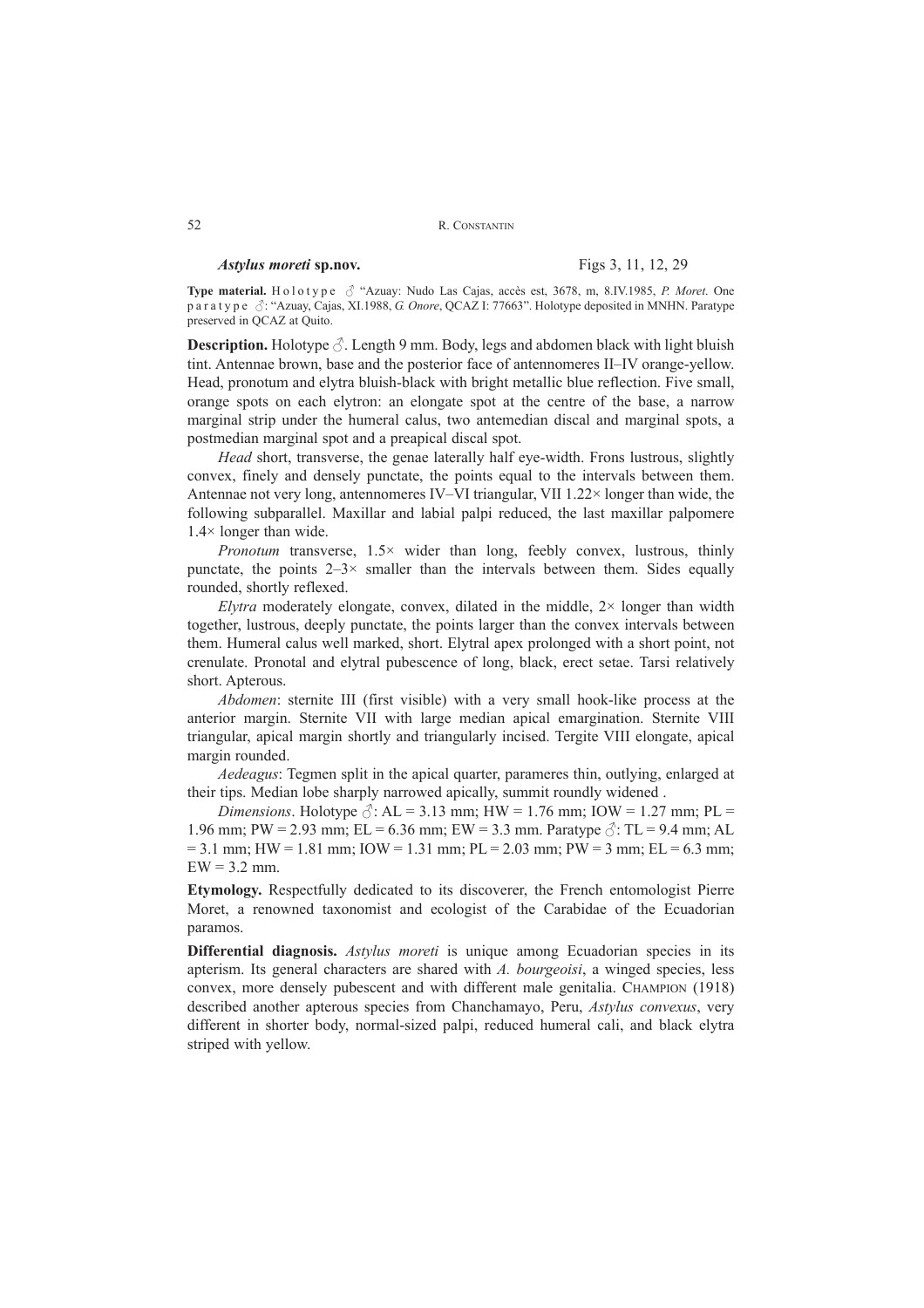### *Astylus moreti* sp.nov.

Figs 3, 11, 12, 29

**Type material.** Holotype ♂ "Azuay: Nudo Las Cajas, accès est, 3678, m, 8.IV.1985, *P. Moret*. One paratype ♂: "Azuay, Cajas, XI.1988, *G. Onore*, QCAZ I: 77663". Holotype deposited in MNHN. Paratype preserved in QCAZ at Quito.

**Description.** Holotype ♂. Length 9 mm. Body, legs and abdomen black with light bluish tint. Antennae brown, base and the posterior face of antennomeres II–IV orange-yellow. Head, pronotum and elytra bluish-black with bright metallic blue reflection. Five small, orange spots on each elytron: an elongate spot at the centre of the base, a narrow marginal strip under the humeral calus, two antemedian discal and marginal spots, a postmedian marginal spot and a preapical discal spot.

*Head* short, transverse, the genae laterally half eye-width. Frons lustrous, slightly convex, finely and densely punctate, the points equal to the intervals between them. Antennae not very long, antennomeres IV–VI triangular, VII 1.22× longer than wide, the following subparallel. Maxillar and labial palpi reduced, the last maxillar palpomere 1.4× longer than wide.

*Pronotum* transverse, 1.5× wider than long, feebly convex, lustrous, thinly punctate, the points 2–3× smaller than the intervals between them. Sides equally rounded, shortly reflexed.

*Elytra* moderately elongate, convex, dilated in the middle, 2× longer than width together, lustrous, deeply punctate, the points larger than the convex intervals between them. Humeral calus well marked, short. Elytral apex prolonged with a short point, not crenulate. Pronotal and elytral pubescence of long, black, erect setae. Tarsi relatively short. Apterous.

*Abdomen*: sternite III (first visible) with a very small hook-like process at the anterior margin. Sternite VII with large median apical emargination. Sternite VIII triangular, apical margin shortly and triangularly incised. Tergite VIII elongate, apical margin rounded.

*Aedeagus*: Tegmen split in the apical quarter, parameres thin, outlying, enlarged at their tips. Median lobe sharply narrowed apically, summit roundly widened .

*Dimensions*. Holotype ♂: AL = 3.13 mm; HW = 1.76 mm; IOW = 1.27 mm; PL = 1.96 mm; PW = 2.93 mm; EL = 6.36 mm; EW = 3.3 mm. Paratype ♂: TL = 9.4 mm; AL = 3.1 mm; HW = 1.81 mm; IOW = 1.31 mm; PL = 2.03 mm; PW = 3 mm; EL = 6.3 mm; EW = 3.2 mm.

**Etymology.** Respectfully dedicated to its discoverer, the French entomologist Pierre Moret, a renowned taxonomist and ecologist of the Carabidae of the Ecuadorian paramos.

**Differential diagnosis.** *Astylus moreti* is unique among Ecuadorian species in its apterism. Its general characters are shared with *A. bourgeoisi*, a winged species, less convex, more densely pubescent and with different male genitalia. Champion (1918) described another apterous species from Chanchamayo, Peru, *Astylus convexus*, very different in shorter body, normal-sized palpi, reduced humeral cali, and black elytra striped with yellow.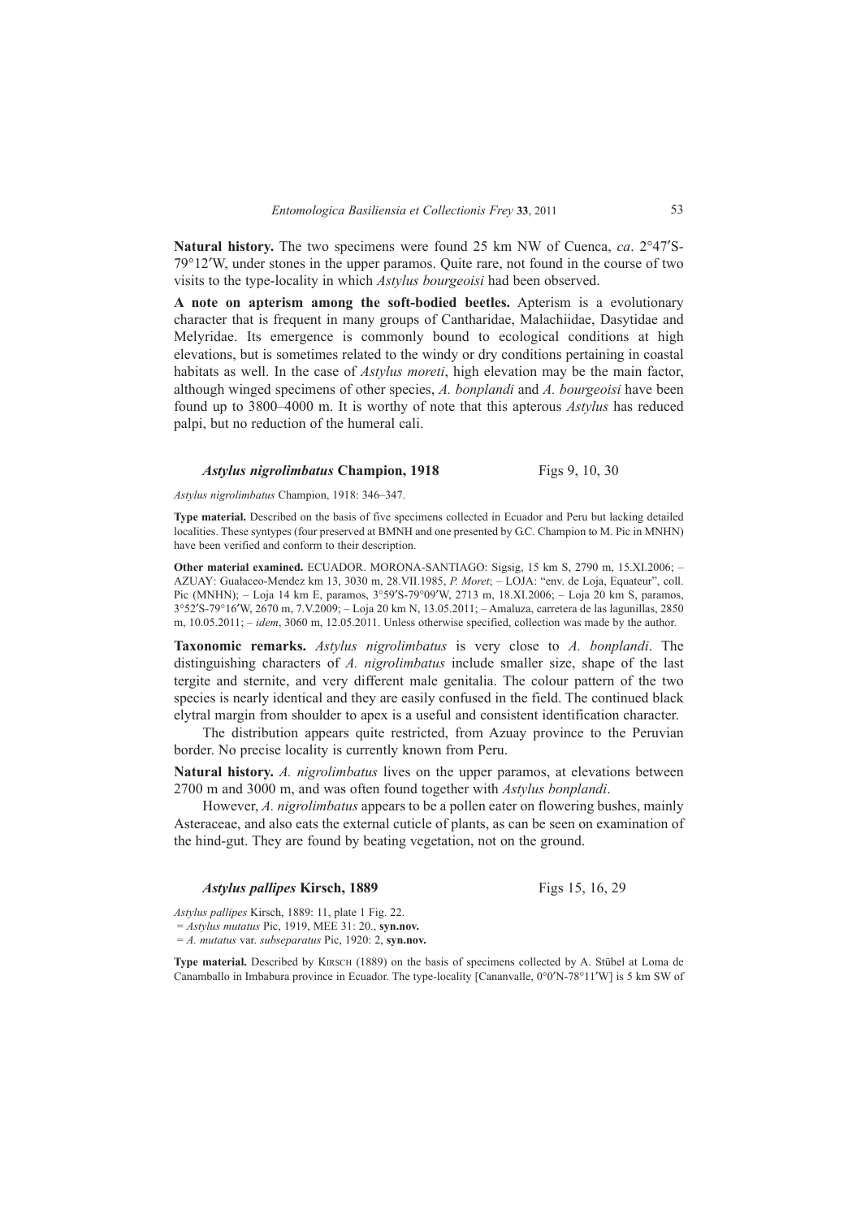**Natural history.** The two specimens were found 25 km NW of Cuenca, *ca*. 2°47′S-79°12′W, under stones in the upper paramos. Quite rare, not found in the course of two visits to the type-locality in which *Astylus bourgeoisi* had been observed.

**A note on apterism among the soft-bodied beetles.** Apterism is a evolutionary character that is frequent in many groups of Cantharidae, Malachiidae, Dasytidae and Melyridae. Its emergence is commonly bound to ecological conditions at high elevations, but is sometimes related to the windy or dry conditions pertaining in coastal habitats as well. In the case of *Astylus moreti*, high elevation may be the main factor, although winged specimens of other species, *A. bonplandi* and *A. bourgeoisi* have been found up to 3800–4000 m. It is worthy of note that this apterous *Astylus* has reduced palpi, but no reduction of the humeral cali.

### *Astylus nigrolimbatus* Champion, 1918 — Figs 9, 10, 30

*Astylus nigrolimbatus* Champion, 1918: 346–347.

**Type material.** Described on the basis of five specimens collected in Ecuador and Peru but lacking detailed localities. These syntypes (four preserved at BMNH and one presented by G.C. Champion to M. Pic in MNHN) have been verified and conform to their description.

**Other material examined.** ECUADOR. MORONA-SANTIAGO: Sigsig, 15 km S, 2790 m, 15.XI.2006; – AZUAY: Gualaceo-Mendez km 13, 3030 m, 28.VII.1985, *P. Moret*; – LOJA: "env. de Loja, Equateur", coll. Pic (MNHN); – Loja 14 km E, paramos, 3°59′S-79°09′W, 2713 m, 18.XI.2006; – Loja 20 km S, paramos, 3°52′S-79°16′W, 2670 m, 7.V.2009; – Loja 20 km N, 13.05.2011; – Amaluza, carretera de las lagunillas, 2850 m, 10.05.2011; – *idem*, 3060 m, 12.05.2011. Unless otherwise specified, collection was made by the author.

**Taxonomic remarks.** *Astylus nigrolimbatus* is very close to *A. bonplandi*. The distinguishing characters of *A. nigrolimbatus* include smaller size, shape of the last tergite and sternite, and very different male genitalia. The colour pattern of the two species is nearly identical and they are easily confused in the field. The continued black elytral margin from shoulder to apex is a useful and consistent identification character.

The distribution appears quite restricted, from Azuay province to the Peruvian border. No precise locality is currently known from Peru.

**Natural history.** *A. nigrolimbatus* lives on the upper paramos, at elevations between 2700 m and 3000 m, and was often found together with *Astylus bonplandi*.

However, *A. nigrolimbatus* appears to be a pollen eater on flowering bushes, mainly Asteraceae, and also eats the external cuticle of plants, as can be seen on examination of the hind-gut. They are found by beating vegetation, not on the ground.

### *Astylus pallipes* Kirsch, 1889 — Figs 15, 16, 29

*Astylus pallipes* Kirsch, 1889: 11, plate 1 Fig. 22.
= *Astylus mutatus* Pic, 1919, MEE 31: 20., **syn.nov.**
= *A. mutatus* var. *subseparatus* Pic, 1920: 2, **syn.nov.**

**Type material.** Described by Kirsch (1889) on the basis of specimens collected by A. Stübel at Loma de Canamballo in Imbabura province in Ecuador. The type-locality [Cananvalle, 0°0′N-78°11′W] is 5 km SW of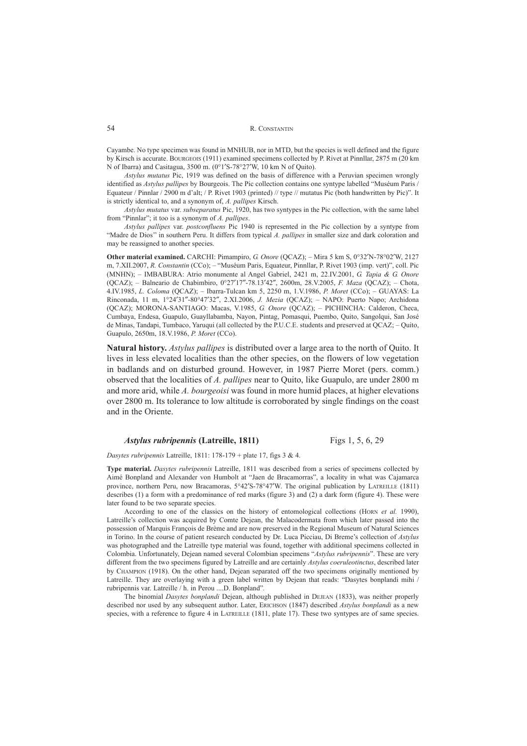Cayambe. No type specimen was found in MNHUB, nor in MTD, but the species is well defined and the figure by Kirsch is accurate. Bourgeois (1911) examined specimens collected by P. Rivet at Pinnllar, 2875 m (20 km N of Ibarra) and Casitagua, 3500 m. (0°1′S-78°27′W, 10 km N of Quito).

*Astylus mutatus* Pic, 1919 was defined on the basis of difference with a Peruvian specimen wrongly identified as *Astylus pallipes* by Bourgeois. The Pic collection contains one syntype labelled "Muséum Paris / Equateur / Pinnlar / 2900 m d'alt; / P. Rivet 1903 (printed) // type // mutatus Pic (both handwritten by Pic)". It is strictly identical to, and a synonym of, *A. pallipes* Kirsch.

*Astylus mutatus* var. *subseparatus* Pic, 1920, has two syntypes in the Pic collection, with the same label from "Pinnlar"; it too is a synonym of *A. pallipes*.

*Astylus pallipes* var. *postconfluens* Pic 1940 is represented in the Pic collection by a syntype from "Madre de Dios" in southern Peru. It differs from typical *A. pallipes* in smaller size and dark coloration and may be reassigned to another species.

**Other material examined.** CARCHI: Pimampiro, *G. Onore* (QCAZ); – Mira 5 km S, 0°32′N-78°02′W, 2127 m, 7.XII.2007, *R. Constantin* (CCo); – "Muséum Paris, Equateur, Pinnllar, P. Rivet 1903 (imp. vert)", coll. Pic (MNHN); – IMBABURA: Atrio monumente al Angel Gabriel, 2421 m, 22.IV.2001, *G. Tapia & G. Onore* (QCAZ); – Balneario de Chabimbiro, 0°27′17″-78.13′42″, 2600m, 28.V.2005, *F. Maza* (QCAZ); – Chota, 4.IV.1985, *L. Coloma* (QCAZ); – Ibarra-Tulcan km 5, 2250 m, 1.V.1986, *P. Moret* (CCo); – GUAYAS: La Rinconada, 11 m, 1°24′31″-80°47′32″, 2.XI.2006, *J. Mezia* (QCAZ); – NAPO: Puerto Napo; Archidona (QCAZ); MORONA-SANTIAGO: Macas, V.1985, *G. Onore* (QCAZ); – PICHINCHA: Calderon, Checa, Cumbaya, Endesa, Guapulo, Guayllabamba, Nayon, Pintag, Pomasqui, Puembo, Quito, Sangolqui, San José de Minas, Tandapi, Tumbaco, Yaruqui (all collected by the P.U.C.E. students and preserved at QCAZ; – Quito, Guapulo, 2650m, 18.V.1986, *P. Moret* (CCo).

**Natural history.** *Astylus pallipes* is distributed over a large area to the north of Quito. It lives in less elevated localities than the other species, on the flowers of low vegetation in badlands and on disturbed ground. However, in 1987 Pierre Moret (pers. comm.) observed that the localities of *A. pallipes* near to Quito, like Guapulo, are under 2800 m and more arid, while *A. bourgeoisi* was found in more humid places, at higher elevations over 2800 m. Its tolerance to low altitude is corroborated by single findings on the coast and in the Oriente.

### *Astylus rubripennis* (Latreille, 1811) Figs 1, 5, 6, 29

*Dasytes rubripennis* Latreille, 1811: 178-179 + plate 17, figs 3 & 4.

**Type material.** *Dasytes rubripennis* Latreille, 1811 was described from a series of specimens collected by Aimé Bonpland and Alexander von Humbolt at "Jaen de Bracamorras", a locality in what was Cajamarca province, northern Peru, now Bracamoras, 5°42′S-78°47′W. The original publication by Latreille (1811) describes (1) a form with a predominance of red marks (figure 3) and (2) a dark form (figure 4). These were later found to be two separate species.

According to one of the classics on the history of entomological collections (Horn *et al.* 1990), Latreille's collection was acquired by Comte Dejean, the Malacodermata from which later passed into the possession of Marquis François de Brème and are now preserved in the Regional Museum of Natural Sciences in Torino. In the course of patient research conducted by Dr. Luca Picciau, Di Breme's collection of *Astylus* was photographed and the Latreille type material was found, together with additional specimens collected in Colombia. Unfortunately, Dejean named several Colombian specimens "*Astylus rubripennis*". These are very different from the two specimens figured by Latreille and are certainly *Astylus coeruleotinctus*, described later by Champion (1918). On the other hand, Dejean separated off the two specimens originally mentioned by Latreille. They are overlaying with a green label written by Dejean that reads: "Dasytes bonplandi mihi / rubripennis var. Latreille / h. in Perou ....D. Bonpland".

The binomial *Dasytes bonplandi* Dejean, although published in Dejean (1833), was neither properly described nor used by any subsequent author. Later, Erichson (1847) described *Astylus bonplandi* as a new species, with a reference to figure 4 in Latreille (1811, plate 17). These two syntypes are of same species.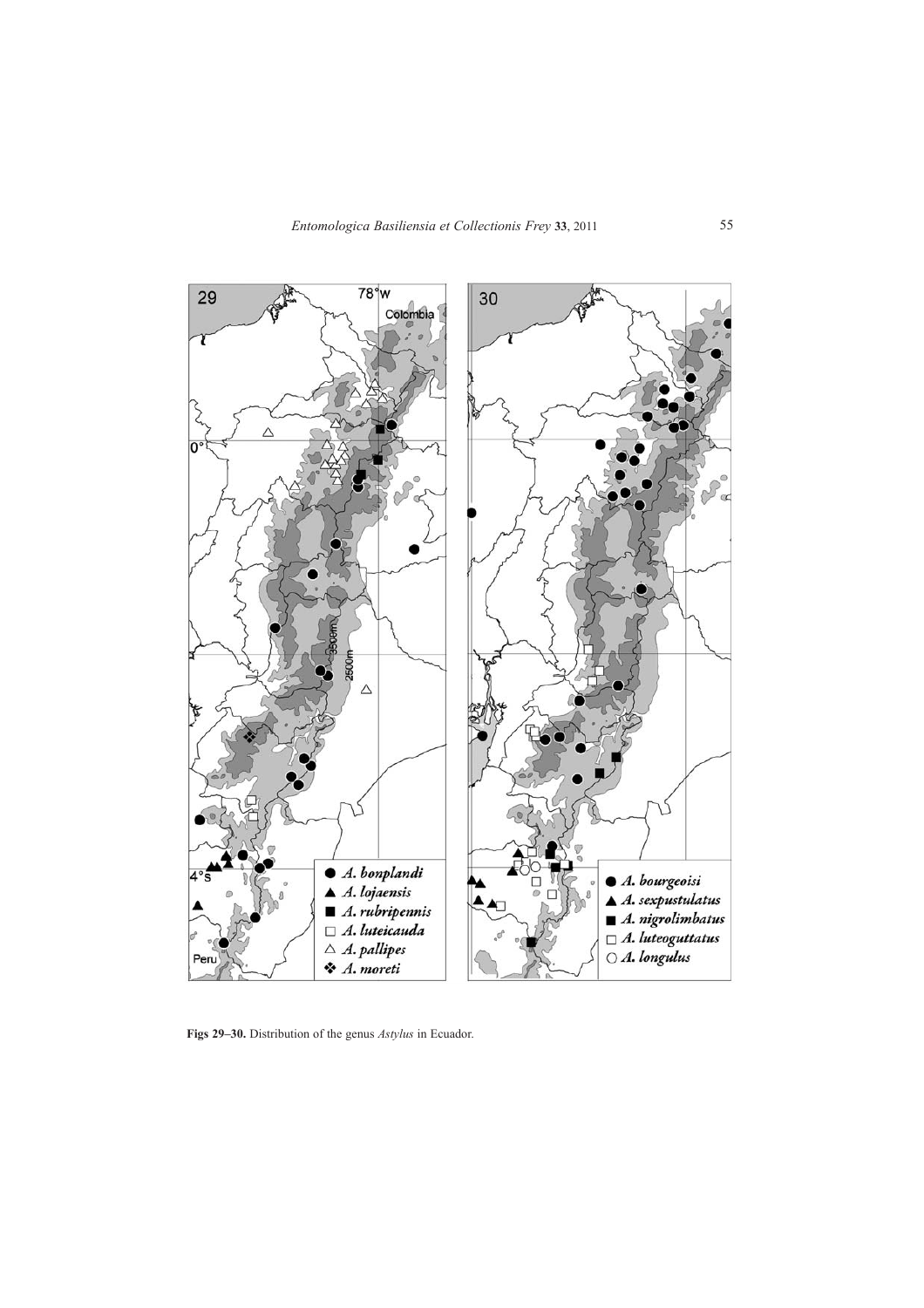**Figs 29–30.** Distribution of the genus *Astylus* in Ecuador.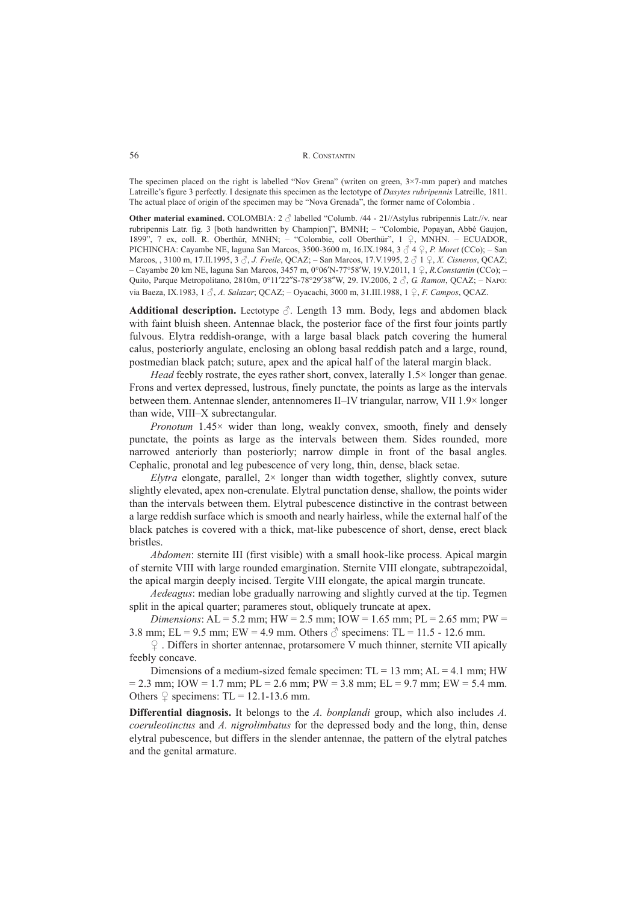The specimen placed on the right is labelled "Nov Grena" (writen on green, 3×7-mm paper) and matches Latreille's figure 3 perfectly. I designate this specimen as the lectotype of *Dasytes rubripennis* Latreille, 1811. The actual place of origin of the specimen may be "Nova Grenada", the former name of Colombia .

**Other material examined.** COLOMBIA: 2 ♂ labelled "Columb. /44 - 21//Astylus rubripennis Latr.//v. near rubripennis Latr. fig. 3 [both handwritten by Champion]", BMNH; – "Colombie, Popayan, Abbé Gaujon, 1899", 7 ex, coll. R. Oberthür, MNHN; – "Colombie, coll Oberthür", 1 ♀, MNHN. – ECUADOR, PICHINCHA: Cayambe NE, laguna San Marcos, 3500-3600 m, 16.IX.1984, 3 ♂ 4 ♀, *P. Moret* (CCo); – San Marcos, , 3100 m, 17.II.1995, 3 ♂, *J. Freile*, QCAZ; – San Marcos, 17.V.1995, 2 ♂ 1 ♀, *X. Cisneros*, QCAZ; – Cayambe 20 km NE, laguna San Marcos, 3457 m, 0°06′N-77°58′W, 19.V.2011, 1 ♀, *R.Constantin* (CCo); – Quito, Parque Metropolitano, 2810m, 0°11′22″S-78°29′38″W, 29. IV.2006, 2 ♂, *G. Ramon*, QCAZ; – NAPO: via Baeza, IX.1983, 1 ♂, *A. Salazar*; QCAZ; – Oyacachi, 3000 m, 31.III.1988, 1 ♀, *F. Campos*, QCAZ.

**Additional description.** Lectotype ♂. Length 13 mm. Body, legs and abdomen black with faint bluish sheen. Antennae black, the posterior face of the first four joints partly fulvous. Elytra reddish-orange, with a large basal black patch covering the humeral calus, posteriorly angulate, enclosing an oblong basal reddish patch and a large, round, postmedian black patch; suture, apex and the apical half of the lateral margin black.

*Head* feebly rostrate, the eyes rather short, convex, laterally 1.5× longer than genae. Frons and vertex depressed, lustrous, finely punctate, the points as large as the intervals between them. Antennae slender, antennomeres II–IV triangular, narrow, VII 1.9× longer than wide, VIII–X subrectangular.

*Pronotum* 1.45× wider than long, weakly convex, smooth, finely and densely punctate, the points as large as the intervals between them. Sides rounded, more narrowed anteriorly than posteriorly; narrow dimple in front of the basal angles. Cephalic, pronotal and leg pubescence of very long, thin, dense, black setae.

*Elytra* elongate, parallel, 2× longer than width together, slightly convex, suture slightly elevated, apex non-crenulate. Elytral punctation dense, shallow, the points wider than the intervals between them. Elytral pubescence distinctive in the contrast between a large reddish surface which is smooth and nearly hairless, while the external half of the black patches is covered with a thick, mat-like pubescence of short, dense, erect black bristles.

*Abdomen*: sternite III (first visible) with a small hook-like process. Apical margin of sternite VIII with large rounded emargination. Sternite VIII elongate, subtrapezoidal, the apical margin deeply incised. Tergite VIII elongate, the apical margin truncate.

*Aedeagus*: median lobe gradually narrowing and slightly curved at the tip. Tegmen split in the apical quarter; parameres stout, obliquely truncate at apex.

*Dimensions*: AL = 5.2 mm; HW = 2.5 mm; IOW = 1.65 mm; PL = 2.65 mm; PW = 3.8 mm; EL = 9.5 mm; EW = 4.9 mm. Others ♂ specimens: TL = 11.5 - 12.6 mm.

♀ . Differs in shorter antennae, protarsomere V much thinner, sternite VII apically feebly concave.

Dimensions of a medium-sized female specimen: TL = 13 mm; AL = 4.1 mm; HW = 2.3 mm; IOW = 1.7 mm; PL = 2.6 mm; PW = 3.8 mm; EL = 9.7 mm; EW = 5.4 mm. Others ♀ specimens: TL = 12.1-13.6 mm.

**Differential diagnosis.** It belongs to the *A. bonplandi* group, which also includes *A. coeruleotinctus* and *A. nigrolimbatus* for the depressed body and the long, thin, dense elytral pubescence, but differs in the slender antennae, the pattern of the elytral patches and the genital armature.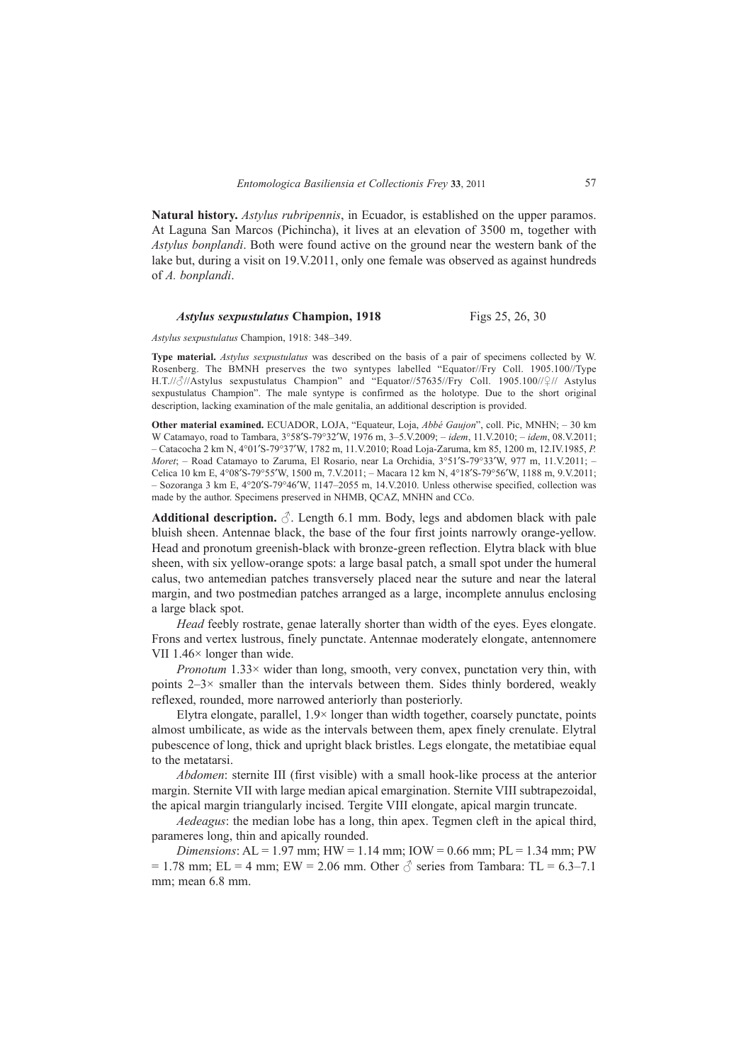**Natural history.** *Astylus rubripennis*, in Ecuador, is established on the upper paramos. At Laguna San Marcos (Pichincha), it lives at an elevation of 3500 m, together with *Astylus bonplandi*. Both were found active on the ground near the western bank of the lake but, during a visit on 19.V.2011, only one female was observed as against hundreds of *A. bonplandi*.

### *Astylus sexpustulatus* Champion, 1918 Figs 25, 26, 30

*Astylus sexpustulatus* Champion, 1918: 348–349.

**Type material.** *Astylus sexpustulatus* was described on the basis of a pair of specimens collected by W. Rosenberg. The BMNH preserves the two syntypes labelled "Equator//Fry Coll. 1905.100//Type H.T.//♂//Astylus sexpustulatus Champion" and "Equator//57635//Fry Coll. 1905.100//♀// Astylus sexpustulatus Champion". The male syntype is confirmed as the holotype. Due to the short original description, lacking examination of the male genitalia, an additional description is provided.

**Other material examined.** ECUADOR, LOJA, "Equateur, Loja, *Abbé Gaujon*", coll. Pic, MNHN; – 30 km W Catamayo, road to Tambara, 3°58′S-79°32′W, 1976 m, 3–5.V.2009; – *idem*, 11.V.2010; – *idem*, 08.V.2011; – Catacocha 2 km N, 4°01′S-79°37′W, 1782 m, 11.V.2010; Road Loja-Zaruma, km 85, 1200 m, 12.IV.1985, *P. Moret*; – Road Catamayo to Zaruma, El Rosario, near La Orchidia, 3°51′S-79°33′W, 977 m, 11.V.2011; – Celica 10 km E, 4°08′S-79°55′W, 1500 m, 7.V.2011; – Macara 12 km N, 4°18′S-79°56′W, 1188 m, 9.V.2011; – Sozoranga 3 km E, 4°20′S-79°46′W, 1147–2055 m, 14.V.2010. Unless otherwise specified, collection was made by the author. Specimens preserved in NHMB, QCAZ, MNHN and CCo.

**Additional description.** ♂. Length 6.1 mm. Body, legs and abdomen black with pale bluish sheen. Antennae black, the base of the four first joints narrowly orange-yellow. Head and pronotum greenish-black with bronze-green reflection. Elytra black with blue sheen, with six yellow-orange spots: a large basal patch, a small spot under the humeral calus, two antemedian patches transversely placed near the suture and near the lateral margin, and two postmedian patches arranged as a large, incomplete annulus enclosing a large black spot.

*Head* feebly rostrate, genae laterally shorter than width of the eyes. Eyes elongate. Frons and vertex lustrous, finely punctate. Antennae moderately elongate, antennomere VII 1.46× longer than wide.

*Pronotum* 1.33× wider than long, smooth, very convex, punctation very thin, with points 2–3× smaller than the intervals between them. Sides thinly bordered, weakly reflexed, rounded, more narrowed anteriorly than posteriorly.

Elytra elongate, parallel, 1.9× longer than width together, coarsely punctate, points almost umbilicate, as wide as the intervals between them, apex finely crenulate. Elytral pubescence of long, thick and upright black bristles. Legs elongate, the metatibiae equal to the metatarsi.

*Abdomen*: sternite III (first visible) with a small hook-like process at the anterior margin. Sternite VII with large median apical emargination. Sternite VIII subtrapezoidal, the apical margin triangularly incised. Tergite VIII elongate, apical margin truncate.

*Aedeagus*: the median lobe has a long, thin apex. Tegmen cleft in the apical third, parameres long, thin and apically rounded.

*Dimensions*: AL = 1.97 mm; HW = 1.14 mm; IOW = 0.66 mm; PL = 1.34 mm; PW = 1.78 mm; EL = 4 mm; EW = 2.06 mm. Other ♂ series from Tambara: TL = 6.3–7.1 mm; mean 6.8 mm.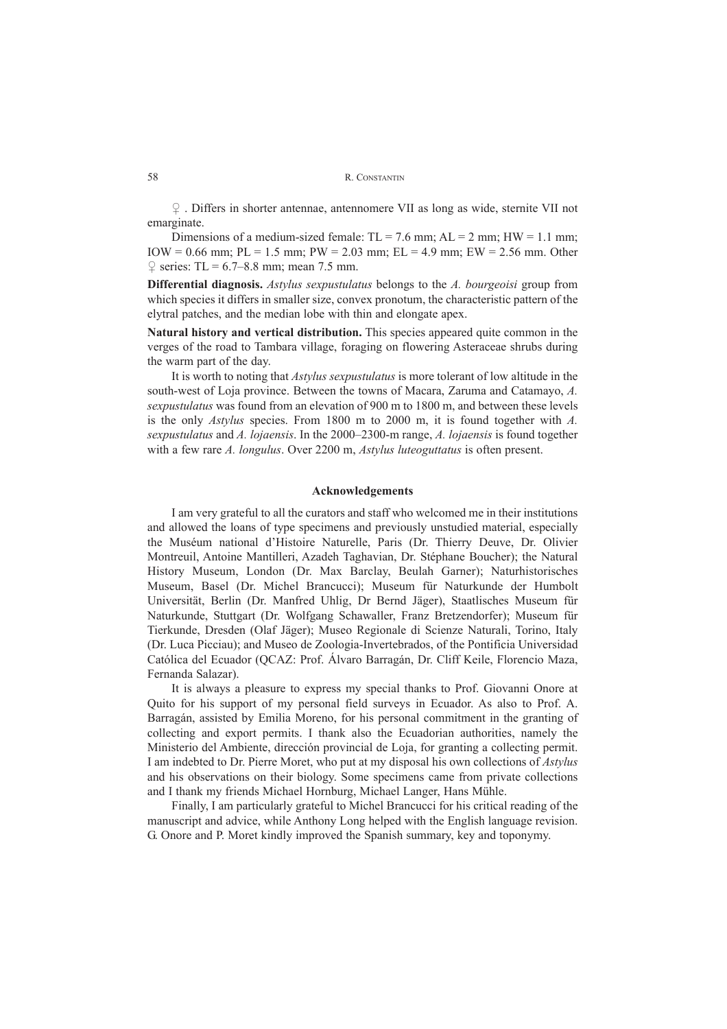♀ . Differs in shorter antennae, antennomere VII as long as wide, sternite VII not emarginate.

Dimensions of a medium-sized female: TL = 7.6 mm; AL = 2 mm; HW = 1.1 mm; IOW = 0.66 mm; PL = 1.5 mm; PW = 2.03 mm; EL = 4.9 mm; EW = 2.56 mm. Other ♀ series: TL = 6.7–8.8 mm; mean 7.5 mm.

**Differential diagnosis.** *Astylus sexpustulatus* belongs to the *A. bourgeoisi* group from which species it differs in smaller size, convex pronotum, the characteristic pattern of the elytral patches, and the median lobe with thin and elongate apex.

**Natural history and vertical distribution.** This species appeared quite common in the verges of the road to Tambara village, foraging on flowering Asteraceae shrubs during the warm part of the day.

It is worth to noting that *Astylus sexpustulatus* is more tolerant of low altitude in the south-west of Loja province. Between the towns of Macara, Zaruma and Catamayo, *A. sexpustulatus* was found from an elevation of 900 m to 1800 m, and between these levels is the only *Astylus* species. From 1800 m to 2000 m, it is found together with *A. sexpustulatus* and *A. lojaensis*. In the 2000–2300-m range, *A. lojaensis* is found together with a few rare *A. longulus*. Over 2200 m, *Astylus luteoguttatus* is often present.

## Acknowledgements

I am very grateful to all the curators and staff who welcomed me in their institutions and allowed the loans of type specimens and previously unstudied material, especially the Muséum national d'Histoire Naturelle, Paris (Dr. Thierry Deuve, Dr. Olivier Montreuil, Antoine Mantilleri, Azadeh Taghavian, Dr. Stéphane Boucher); the Natural History Museum, London (Dr. Max Barclay, Beulah Garner); Naturhistorisches Museum, Basel (Dr. Michel Brancucci); Museum für Naturkunde der Humbolt Universität, Berlin (Dr. Manfred Uhlig, Dr Bernd Jäger), Staatlisches Museum für Naturkunde, Stuttgart (Dr. Wolfgang Schawaller, Franz Bretzendorfer); Museum für Tierkunde, Dresden (Olaf Jäger); Museo Regionale di Scienze Naturali, Torino, Italy (Dr. Luca Picciau); and Museo de Zoologia-Invertebrados, of the Pontificia Universidad Católica del Ecuador (QCAZ: Prof. Álvaro Barragán, Dr. Cliff Keile, Florencio Maza, Fernanda Salazar).

It is always a pleasure to express my special thanks to Prof. Giovanni Onore at Quito for his support of my personal field surveys in Ecuador. As also to Prof. A. Barragán, assisted by Emilia Moreno, for his personal commitment in the granting of collecting and export permits. I thank also the Ecuadorian authorities, namely the Ministerio del Ambiente, dirección provincial de Loja, for granting a collecting permit. I am indebted to Dr. Pierre Moret, who put at my disposal his own collections of *Astylus* and his observations on their biology. Some specimens came from private collections and I thank my friends Michael Hornburg, Michael Langer, Hans Mühle.

Finally, I am particularly grateful to Michel Brancucci for his critical reading of the manuscript and advice, while Anthony Long helped with the English language revision. G. Onore and P. Moret kindly improved the Spanish summary, key and toponymy.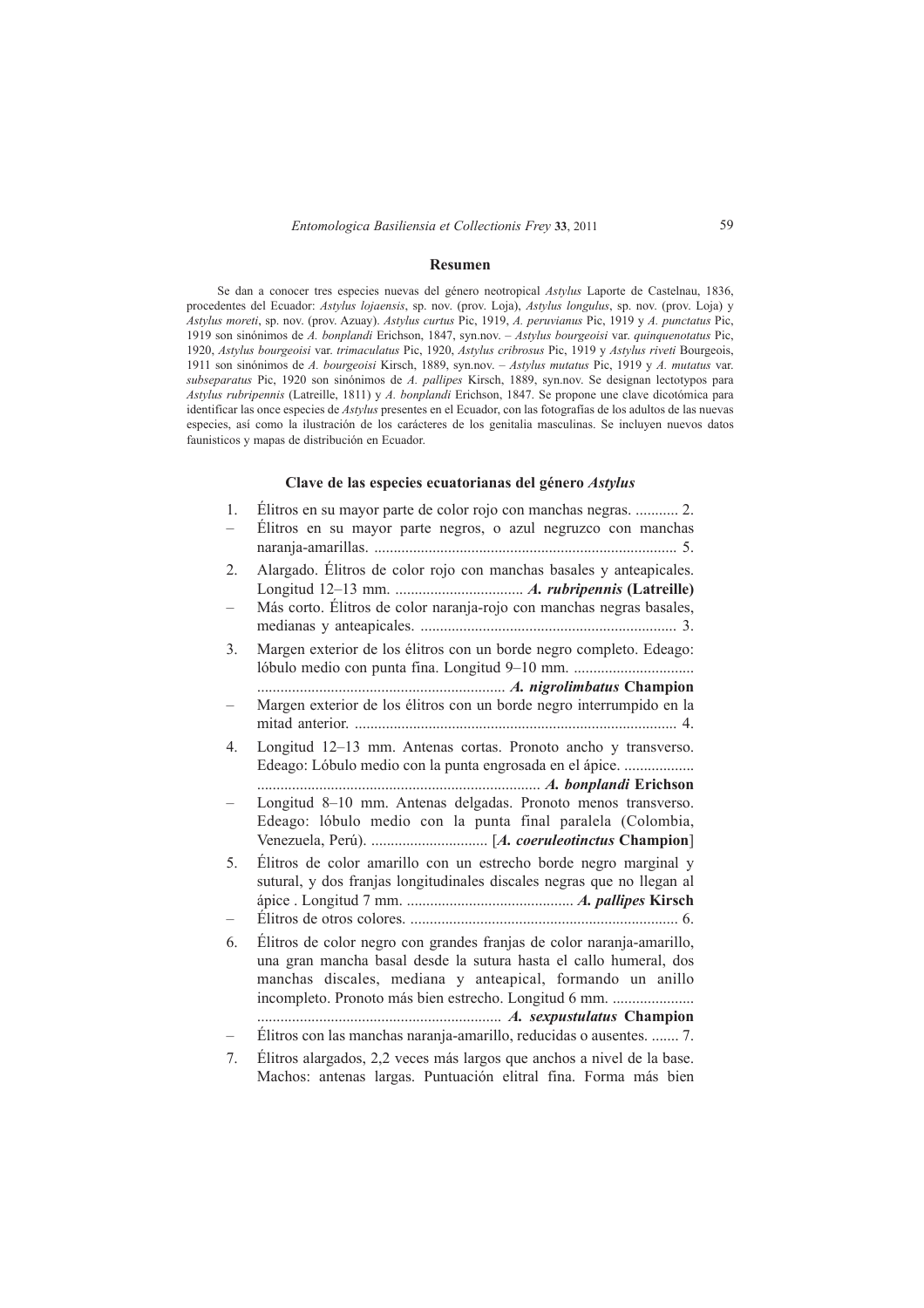## Resumen

Se dan a conocer tres especies nuevas del género neotropical *Astylus* Laporte de Castelnau, 1836, procedentes del Ecuador: *Astylus lojaensis*, sp. nov. (prov. Loja), *Astylus longulus*, sp. nov. (prov. Loja) y *Astylus moreti*, sp. nov. (prov. Azuay). *Astylus curtus* Pic, 1919, *A. peruvianus* Pic, 1919 y *A. punctatus* Pic, 1919 son sinónimos de *A. bonplandi* Erichson, 1847, syn.nov. – *Astylus bourgeoisi* var. *quinquenotatus* Pic, 1920, *Astylus bourgeoisi* var. *trimaculatus* Pic, 1920, *Astylus cribrosus* Pic, 1919 y *Astylus riveti* Bourgeois, 1911 son sinónimos de *A. bourgeoisi* Kirsch, 1889, syn.nov. – *Astylus mutatus* Pic, 1919 y *A. mutatus* var. *subseparatus* Pic, 1920 son sinónimos de *A. pallipes* Kirsch, 1889, syn.nov. Se designan lectotypos para *Astylus rubripennis* (Latreille, 1811) y *A. bonplandi* Erichson, 1847. Se propone une clave dicotómica para identificar las once especies de *Astylus* presentes en el Ecuador, con las fotografías de los adultos de las nuevas especies, así como la ilustración de los carácteres de los genitalia masculinas. Se incluyen nuevos datos faunisticos y mapas de distribución en Ecuador.

### Clave de las especies ecuatorianas del género *Astylus*

1. Élitros en su mayor parte de color rojo con manchas negras. ........... 2.
– Élitros en su mayor parte negros, o azul negruzco con manchas naranja-amarillas. ............................................................................. 5.

2. Alargado. Élitros de color rojo con manchas basales y anteapicales. Longitud 12–13 mm. ................................. ***A. rubripennis* (Latreille)**
– Más corto. Élitros de color naranja-rojo con manchas negras basales, medianas y anteapicales. ................................................................. 3.

3. Margen exterior de los élitros con un borde negro completo. Edeago: lóbulo medio con punta fina. Longitud 9–10 mm. ............................... ............................................................... ***A. nigrolimbatus* Champion**
– Margen exterior de los élitros con un borde negro interrumpido en la mitad anterior. .................................................................................. 4.

4. Longitud 12–13 mm. Antenas cortas. Pronoto ancho y transverso. Edeago: Lóbulo medio con la punta engrosada en el ápice. .................. ......................................................................... ***A. bonplandi* Erichson**
– Longitud 8–10 mm. Antenas delgadas. Pronoto menos transverso. Edeago: lóbulo medio con la punta final paralela (Colombia, Venezuela, Perú). .............................. [***A. coeruleotinctus* Champion**]

5. Élitros de color amarillo con un estrecho borde negro marginal y sutural, y dos franjas longitudinales discales negras que no llegan al ápice . Longitud 7 mm. ........................................... ***A. pallipes* Kirsch**
– Élitros de otros colores. ..................................................................... 6.

6. Élitros de color negro con grandes franjas de color naranja-amarillo, una gran mancha basal desde la sutura hasta el callo humeral, dos manchas discales, mediana y anteapical, formando un anillo incompleto. Pronoto más bien estrecho. Longitud 6 mm. ..................... .............................................................. ***A. sexpustulatus* Champion**
– Élitros con las manchas naranja-amarillo, reducidas o ausentes. ....... 7.

7. Élitros alargados, 2,2 veces más largos que anchos a nivel de la base. Machos: antenas largas. Puntuación elitral fina. Forma más bien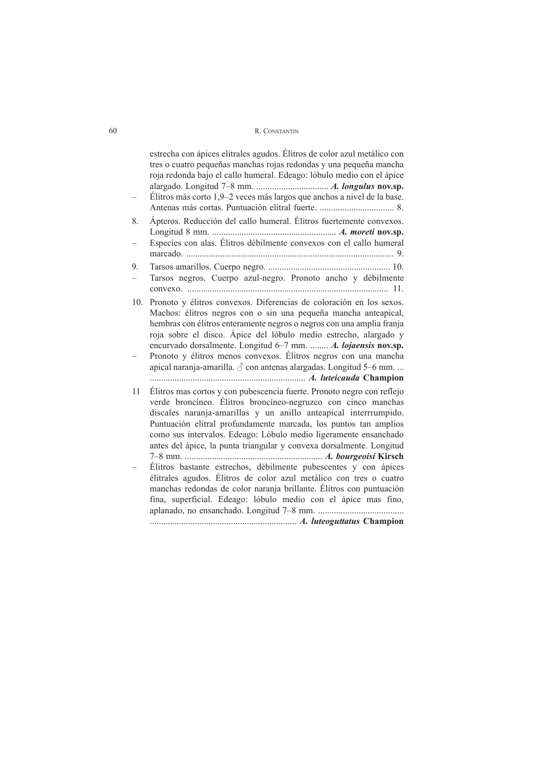estrecha con ápices elitrales agudos. Élitros de color azul metálico con tres o cuatro pequeñas manchas rojas redondas y una pequeña mancha roja redonda bajo el callo humeral. Edeago: lóbulo medio con el ápice alargado. Longitud 7–8 mm. ................................ ***A. longulus* nov.sp.**

– Élitros más corto 1,9–2 veces más largos que anchos a nivel de la base. Antenas más cortas. Puntuación elitral fuerte. ................................ 8.

8. Ápteros. Reducción del callo humeral. Élitros fuertemente convexos. Longitud 8 mm. ....................................................... ***A. moreti* nov.sp.**

– Especies con alas. Élitros débilmente convexos con el callo humeral marcado. .......................................................................................... 9.

9. Tarsos amarillos. Cuerpo negro. ...................................................... 10.

– Tarsos negros. Cuerpo azul-negro. Pronoto ancho y débilmente convexo. ........................................................................................ 11.

10. Pronoto y élitros convexos. Diferencias de coloración en los sexos. Machos: élitros negros con o sin una pequeña mancha anteapical, hembras con élitros enteramente negros o negros con una amplia franja roja sobre el disco. Ápice del lóbulo medio estrecho, alargado y encurvado dorsalmente. Longitud 6–7 mm. ........ ***A. lojaensis* nov.sp.**

– Pronoto y élitros menos convexos. Élitros negros con una mancha apical naranja-amarilla. ♂ con antenas alargadas. Longitud 5–6 mm. ... .................................................................... ***A. luteicauda* Champion**

11 Élitros mas cortos y con pubescencia fuerte. Pronoto negro con reflejo verde broncíneo. Élitros broncíneo-negruzco con cinco manchas discales naranja-amarillas y un anillo anteapical interrrumpido. Puntuación elitral profundamente marcada, los puntos tan amplios como sus intervalos. Edeago: Lóbulo medio ligeramente ensanchado antes del ápice, la punta triangular y convexa dorsalmente. Longitud 7–8 mm. ............................................................. ***A. bourgeoisi* Kirsch**

– Élitros bastante estrechos, débilmente pubescentes y con ápices élitrales agudos. Élitros de color azul metálico con tres o cuatro manchas redondas de color naranja brillante. Élitros con puntuación fina, superficial. Edeago: lóbulo medio con el ápice mas fino, aplanado, no ensanchado. Longitud 7–8 mm. ...................................... ................................................................ ***A. luteoguttatus* Champion**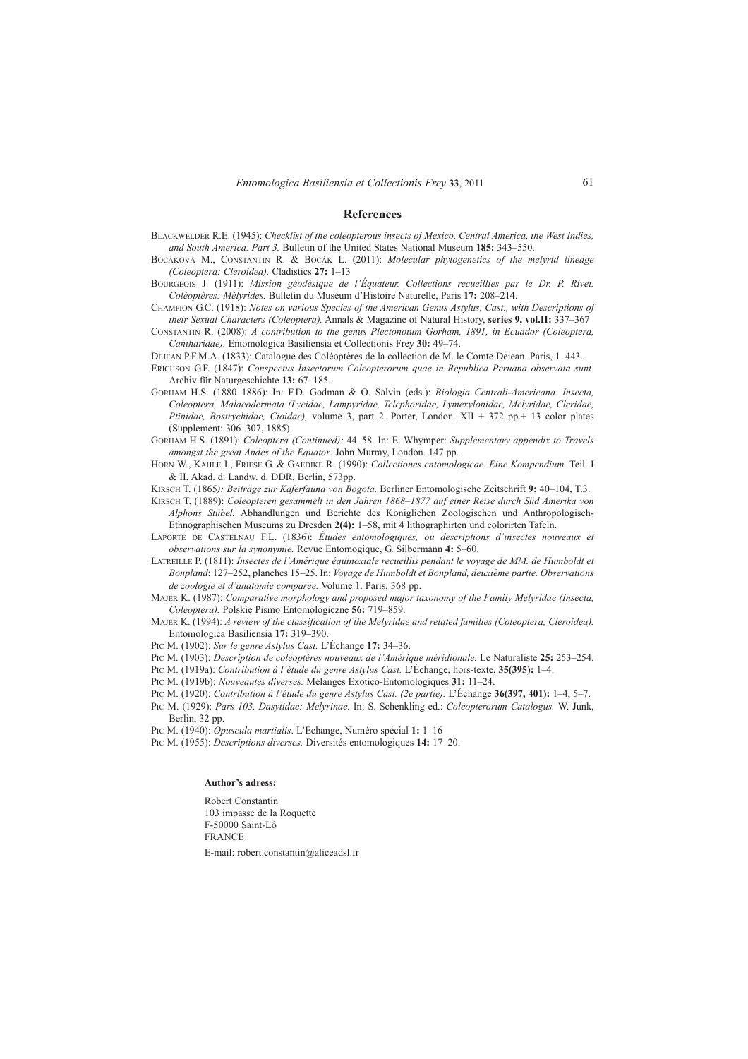## References

BLACKWELDER R.E. (1945): *Checklist of the coleopterous insects of Mexico, Central America, the West Indies, and South America. Part 3.* Bulletin of the United States National Museum **185:** 343–550.

BOCÁKOVÁ M., CONSTANTIN R. & BOCÁK L. (2011): *Molecular phylogenetics of the melyrid lineage (Coleoptera: Cleroidea).* Cladistics **27:** 1–13

BOURGEOIS J. (1911): *Mission géodésique de l'Équateur. Collections recueillies par le Dr. P. Rivet. Coléoptères: Mélyrides.* Bulletin du Muséum d'Histoire Naturelle, Paris **17:** 208–214.

CHAMPION G.C. (1918): *Notes on various Species of the American Genus Astylus, Cast., with Descriptions of their Sexual Characters (Coleoptera).* Annals & Magazine of Natural History, **series 9, vol.II:** 337–367

CONSTANTIN R. (2008): *A contribution to the genus Plectonotum Gorham, 1891, in Ecuador (Coleoptera, Cantharidae).* Entomologica Basiliensia et Collectionis Frey **30:** 49–74.

DEJEAN P.F.M.A. (1833): Catalogue des Coléoptères de la collection de M. le Comte Dejean. Paris, 1–443.

ERICHSON G.F. (1847): *Conspectus Insectorum Coleopterorum quae in Republica Peruana observata sunt.* Archiv für Naturgeschichte **13:** 67–185.

GORHAM H.S. (1880–1886): In: F.D. Godman & O. Salvin (eds.): *Biologia Centrali-Americana. Insecta, Coleoptera, Malacodermata (Lycidae, Lampyridae, Telephoridae, Lymexylonidae, Melyridae, Cleridae, Ptinidae, Bostrychidae, Cioidae),* volume 3, part 2. Porter, London. XII + 372 pp.+ 13 color plates (Supplement: 306–307, 1885).

GORHAM H.S. (1891): *Coleoptera (Continued):* 44–58. In: E. Whymper: *Supplementary appendix to Travels amongst the great Andes of the Equator*. John Murray, London. 147 pp.

HORN W., KAHLE I., FRIESE G. & GAEDIKE R. (1990): *Collectiones entomologicae. Eine Kompendium.* Teil. I & II, Akad. d. Landw. d. DDR, Berlin, 573pp.

KIRSCH T. (1865*): Beiträge zur Käferfauna von Bogota.* Berliner Entomologische Zeitschrift **9:** 40–104, T.3.

KIRSCH T. (1889): *Coleopteren gesammelt in den Jahren 1868–1877 auf einer Reise durch Süd Amerika von Alphons Stübel.* Abhandlungen und Berichte des Königlichen Zoologischen und Anthropologisch-Ethnographischen Museums zu Dresden **2(4):** 1–58, mit 4 lithographirten und colorirten Tafeln.

LAPORTE DE CASTELNAU F.L. (1836): *Études entomologiques, ou descriptions d'insectes nouveaux et observations sur la synonymie.* Revue Entomogique, G. Silbermann **4:** 5–60.

LATREILLE P. (1811): *Insectes de l'Amérique équinoxiale recueillis pendant le voyage de MM. de Humboldt et Bonpland*: 127–252, planches 15–25. In: *Voyage de Humboldt et Bonpland, deuxième partie. Observations de zoologie et d'anatomie comparée.* Volume 1. Paris, 368 pp.

MAJER K. (1987): *Comparative morphology and proposed major taxonomy of the Family Melyridae (Insecta, Coleoptera).* Polskie Pismo Entomologiczne **56:** 719–859.

MAJER K. (1994): *A review of the classification of the Melyridae and related families (Coleoptera, Cleroidea).* Entomologica Basiliensia **17:** 319–390.

PIC M. (1902): *Sur le genre Astylus Cast.* L'Échange **17:** 34–36.

PIC M. (1903): *Description de coléoptères nouveaux de l'Amérique méridionale.* Le Naturaliste **25:** 253–254.

PIC M. (1919a): *Contribution à l'étude du genre Astylus Cast.* L'Échange, hors-texte, **35(395):** 1–4.

PIC M. (1919b): *Nouveautés diverses.* Mélanges Exotico-Entomologiques **31:** 11–24.

PIC M. (1920): *Contribution à l'étude du genre Astylus Cast. (2e partie).* L'Échange **36(397, 401):** 1–4, 5–7.

PIC M. (1929): *Pars 103. Dasytidae: Melyrinae.* In: S. Schenkling ed.: *Coleopterorum Catalogus.* W. Junk, Berlin, 32 pp.

PIC M. (1940): *Opuscula martialis*. L'Echange, Numéro spécial **1:** 1–16

PIC M. (1955): *Descriptions diverses.* Diversités entomologiques **14:** 17–20.

**Author's adress:**

Robert Constantin
103 impasse de la Roquette
F-50000 Saint-Lô
FRANCE

E-mail: robert.constantin@aliceadsl.fr